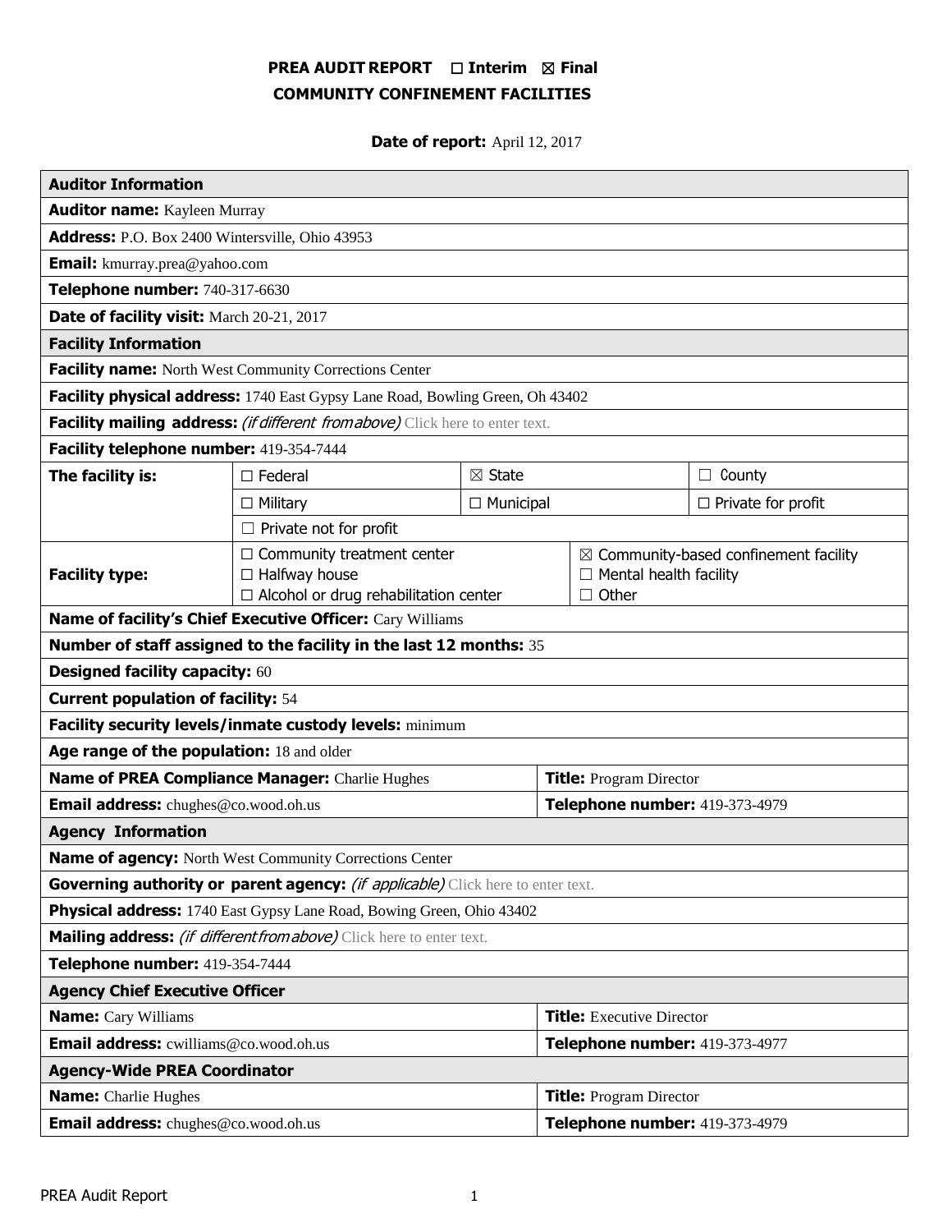# PREA AUDIT REPORT ☐ Interim ☒ Final
## COMMUNITY CONFINEMENT FACILITIES

**Date of report:** April 12, 2017

| **Auditor Information** | | | |
|---|---|---|---|
| **Auditor name:** Kayleen Murray | | | |
| **Address:** P.O. Box 2400 Wintersville, Ohio 43953 | | | |
| **Email:** kmurray.prea@yahoo.com | | | |
| **Telephone number:** 740-317-6630 | | | |
| **Date of facility visit:** March 20-21, 2017 | | | |
| **Facility Information** | | | |
| **Facility name:** North West Community Corrections Center | | | |
| **Facility physical address:** 1740 East Gypsy Lane Road, Bowling Green, Oh 43402 | | | |
| **Facility mailing address:** *(if different from above)* Click here to enter text. | | | |
| **Facility telephone number:** 419-354-7444 | | | |
| **The facility is:** | ☐ Federal | ☒ State | ☐ County |
| | ☐ Military | ☐ Municipal | ☐ Private for profit |
| | ☐ Private not for profit | | |
| **Facility type:** | ☐ Community treatment center<br>☐ Halfway house<br>☐ Alcohol or drug rehabilitation center | ☒ Community-based confinement facility<br>☐ Mental health facility<br>☐ Other | |
| **Name of facility's Chief Executive Officer:** Cary Williams | | | |
| **Number of staff assigned to the facility in the last 12 months:** 35 | | | |
| **Designed facility capacity:** 60 | | | |
| **Current population of facility:** 54 | | | |
| **Facility security levels/inmate custody levels:** minimum | | | |
| **Age range of the population:** 18 and older | | | |
| **Name of PREA Compliance Manager:** Charlie Hughes | | **Title:** Program Director | |
| **Email address:** chughes@co.wood.oh.us | | **Telephone number:** 419-373-4979 | |
| **Agency Information** | | | |
| **Name of agency:** North West Community Corrections Center | | | |
| **Governing authority or parent agency:** *(if applicable)* Click here to enter text. | | | |
| **Physical address:** 1740 East Gypsy Lane Road, Bowing Green, Ohio 43402 | | | |
| **Mailing address:** *(if different from above)* Click here to enter text. | | | |
| **Telephone number:** 419-354-7444 | | | |
| **Agency Chief Executive Officer** | | | |
| **Name:** Cary Williams | | **Title:** Executive Director | |
| **Email address:** cwilliams@co.wood.oh.us | | **Telephone number:** 419-373-4977 | |
| **Agency-Wide PREA Coordinator** | | | |
| **Name:** Charlie Hughes | | **Title:** Program Director | |
| **Email address:** chughes@co.wood.oh.us | | **Telephone number:** 419-373-4979 | |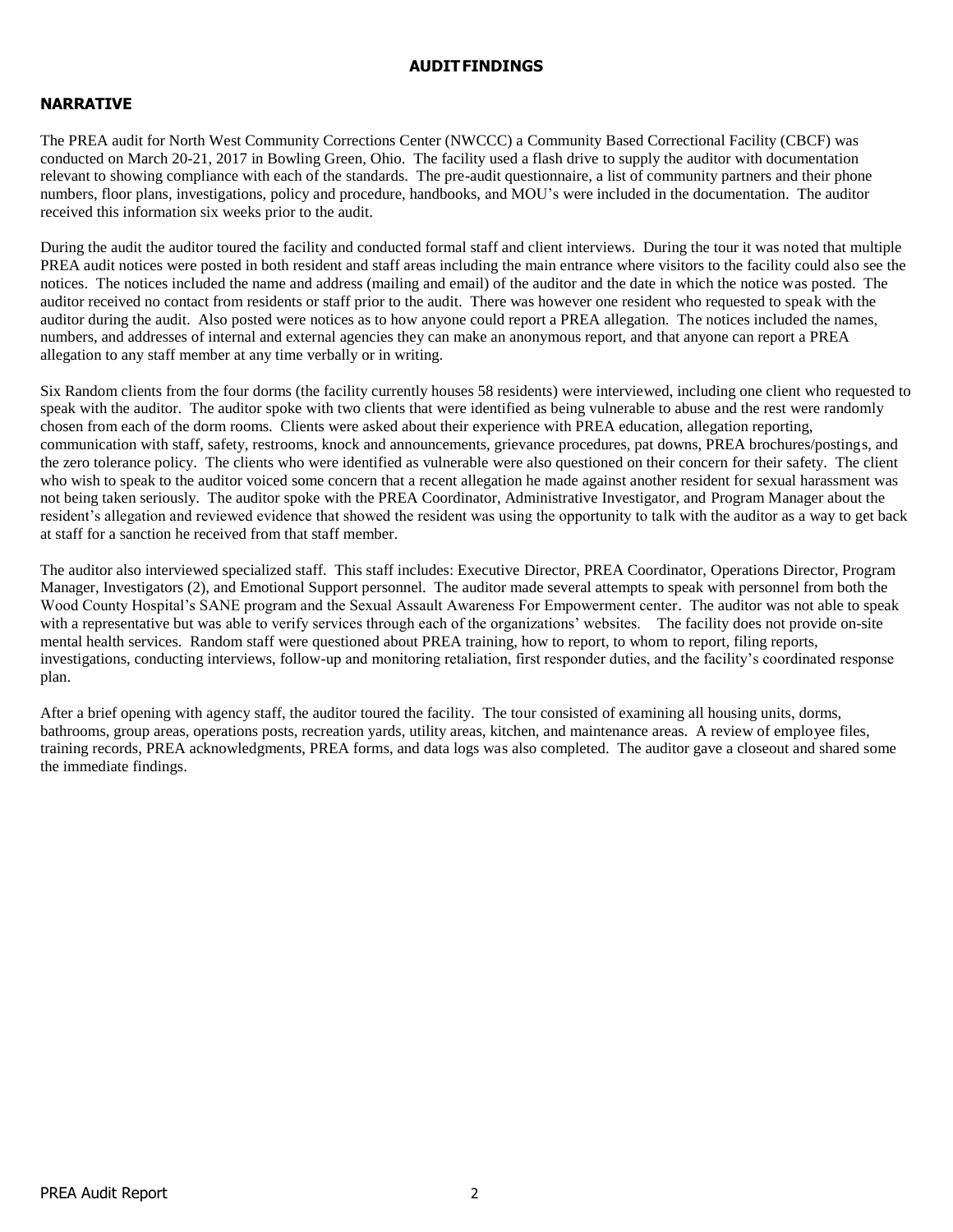# AUDIT FINDINGS

## NARRATIVE

The PREA audit for North West Community Corrections Center (NWCCC) a Community Based Correctional Facility (CBCF) was conducted on March 20-21, 2017 in Bowling Green, Ohio. The facility used a flash drive to supply the auditor with documentation relevant to showing compliance with each of the standards. The pre-audit questionnaire, a list of community partners and their phone numbers, floor plans, investigations, policy and procedure, handbooks, and MOU's were included in the documentation. The auditor received this information six weeks prior to the audit.

During the audit the auditor toured the facility and conducted formal staff and client interviews. During the tour it was noted that multiple PREA audit notices were posted in both resident and staff areas including the main entrance where visitors to the facility could also see the notices. The notices included the name and address (mailing and email) of the auditor and the date in which the notice was posted. The auditor received no contact from residents or staff prior to the audit. There was however one resident who requested to speak with the auditor during the audit. Also posted were notices as to how anyone could report a PREA allegation. The notices included the names, numbers, and addresses of internal and external agencies they can make an anonymous report, and that anyone can report a PREA allegation to any staff member at any time verbally or in writing.

Six Random clients from the four dorms (the facility currently houses 58 residents) were interviewed, including one client who requested to speak with the auditor. The auditor spoke with two clients that were identified as being vulnerable to abuse and the rest were randomly chosen from each of the dorm rooms. Clients were asked about their experience with PREA education, allegation reporting, communication with staff, safety, restrooms, knock and announcements, grievance procedures, pat downs, PREA brochures/postings, and the zero tolerance policy. The clients who were identified as vulnerable were also questioned on their concern for their safety. The client who wish to speak to the auditor voiced some concern that a recent allegation he made against another resident for sexual harassment was not being taken seriously. The auditor spoke with the PREA Coordinator, Administrative Investigator, and Program Manager about the resident's allegation and reviewed evidence that showed the resident was using the opportunity to talk with the auditor as a way to get back at staff for a sanction he received from that staff member.

The auditor also interviewed specialized staff. This staff includes: Executive Director, PREA Coordinator, Operations Director, Program Manager, Investigators (2), and Emotional Support personnel. The auditor made several attempts to speak with personnel from both the Wood County Hospital's SANE program and the Sexual Assault Awareness For Empowerment center. The auditor was not able to speak with a representative but was able to verify services through each of the organizations' websites. The facility does not provide on-site mental health services. Random staff were questioned about PREA training, how to report, to whom to report, filing reports, investigations, conducting interviews, follow-up and monitoring retaliation, first responder duties, and the facility's coordinated response plan.

After a brief opening with agency staff, the auditor toured the facility. The tour consisted of examining all housing units, dorms, bathrooms, group areas, operations posts, recreation yards, utility areas, kitchen, and maintenance areas. A review of employee files, training records, PREA acknowledgments, PREA forms, and data logs was also completed. The auditor gave a closeout and shared some the immediate findings.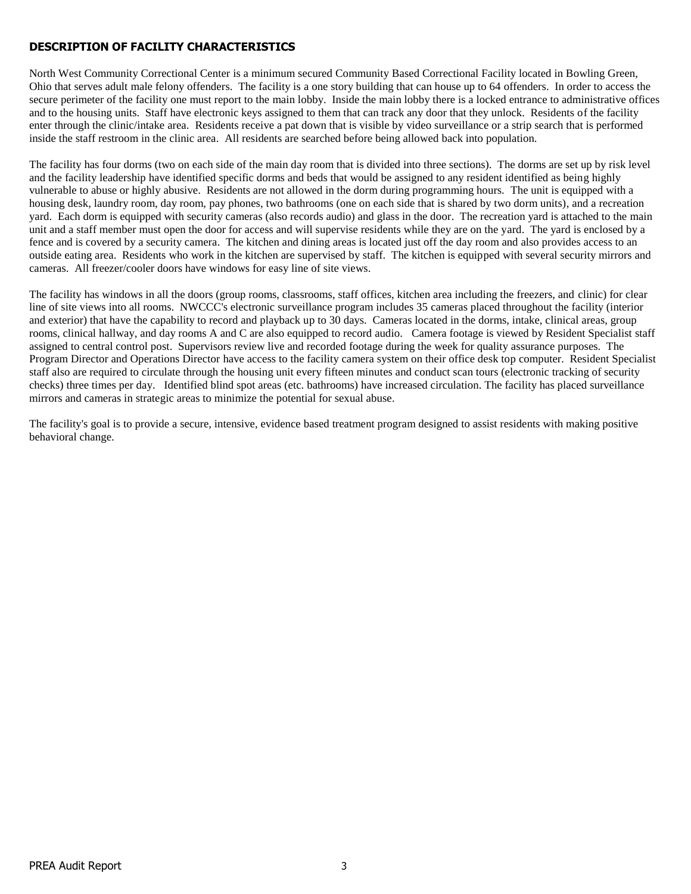## DESCRIPTION OF FACILITY CHARACTERISTICS

North West Community Correctional Center is a minimum secured Community Based Correctional Facility located in Bowling Green, Ohio that serves adult male felony offenders. The facility is a one story building that can house up to 64 offenders. In order to access the secure perimeter of the facility one must report to the main lobby. Inside the main lobby there is a locked entrance to administrative offices and to the housing units. Staff have electronic keys assigned to them that can track any door that they unlock. Residents of the facility enter through the clinic/intake area. Residents receive a pat down that is visible by video surveillance or a strip search that is performed inside the staff restroom in the clinic area. All residents are searched before being allowed back into population.

The facility has four dorms (two on each side of the main day room that is divided into three sections). The dorms are set up by risk level and the facility leadership have identified specific dorms and beds that would be assigned to any resident identified as being highly vulnerable to abuse or highly abusive. Residents are not allowed in the dorm during programming hours. The unit is equipped with a housing desk, laundry room, day room, pay phones, two bathrooms (one on each side that is shared by two dorm units), and a recreation yard. Each dorm is equipped with security cameras (also records audio) and glass in the door. The recreation yard is attached to the main unit and a staff member must open the door for access and will supervise residents while they are on the yard. The yard is enclosed by a fence and is covered by a security camera. The kitchen and dining areas is located just off the day room and also provides access to an outside eating area. Residents who work in the kitchen are supervised by staff. The kitchen is equipped with several security mirrors and cameras. All freezer/cooler doors have windows for easy line of site views.

The facility has windows in all the doors (group rooms, classrooms, staff offices, kitchen area including the freezers, and clinic) for clear line of site views into all rooms. NWCCC's electronic surveillance program includes 35 cameras placed throughout the facility (interior and exterior) that have the capability to record and playback up to 30 days. Cameras located in the dorms, intake, clinical areas, group rooms, clinical hallway, and day rooms A and C are also equipped to record audio. Camera footage is viewed by Resident Specialist staff assigned to central control post. Supervisors review live and recorded footage during the week for quality assurance purposes. The Program Director and Operations Director have access to the facility camera system on their office desk top computer. Resident Specialist staff also are required to circulate through the housing unit every fifteen minutes and conduct scan tours (electronic tracking of security checks) three times per day. Identified blind spot areas (etc. bathrooms) have increased circulation. The facility has placed surveillance mirrors and cameras in strategic areas to minimize the potential for sexual abuse.

The facility's goal is to provide a secure, intensive, evidence based treatment program designed to assist residents with making positive behavioral change.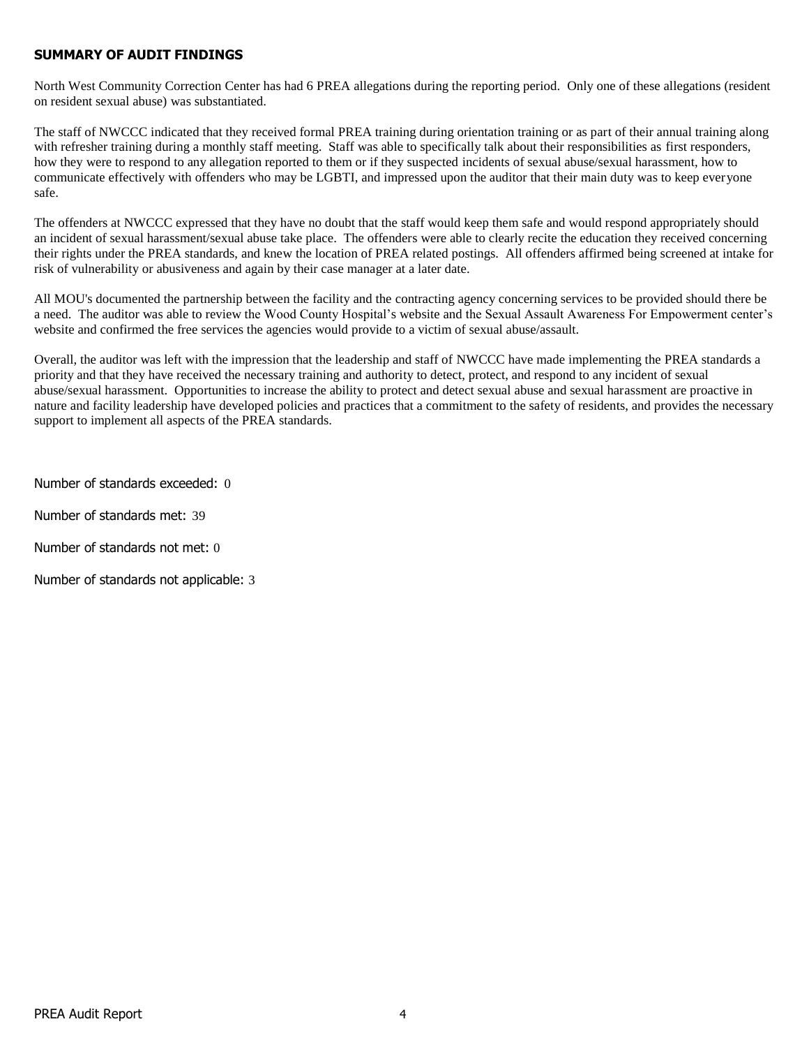## SUMMARY OF AUDIT FINDINGS

North West Community Correction Center has had 6 PREA allegations during the reporting period. Only one of these allegations (resident on resident sexual abuse) was substantiated.

The staff of NWCCC indicated that they received formal PREA training during orientation training or as part of their annual training along with refresher training during a monthly staff meeting. Staff was able to specifically talk about their responsibilities as first responders, how they were to respond to any allegation reported to them or if they suspected incidents of sexual abuse/sexual harassment, how to communicate effectively with offenders who may be LGBTI, and impressed upon the auditor that their main duty was to keep everyone safe.

The offenders at NWCCC expressed that they have no doubt that the staff would keep them safe and would respond appropriately should an incident of sexual harassment/sexual abuse take place. The offenders were able to clearly recite the education they received concerning their rights under the PREA standards, and knew the location of PREA related postings. All offenders affirmed being screened at intake for risk of vulnerability or abusiveness and again by their case manager at a later date.

All MOU's documented the partnership between the facility and the contracting agency concerning services to be provided should there be a need. The auditor was able to review the Wood County Hospital's website and the Sexual Assault Awareness For Empowerment center's website and confirmed the free services the agencies would provide to a victim of sexual abuse/assault.

Overall, the auditor was left with the impression that the leadership and staff of NWCCC have made implementing the PREA standards a priority and that they have received the necessary training and authority to detect, protect, and respond to any incident of sexual abuse/sexual harassment. Opportunities to increase the ability to protect and detect sexual abuse and sexual harassment are proactive in nature and facility leadership have developed policies and practices that a commitment to the safety of residents, and provides the necessary support to implement all aspects of the PREA standards.

Number of standards exceeded: 0

Number of standards met: 39

Number of standards not met: 0

Number of standards not applicable: 3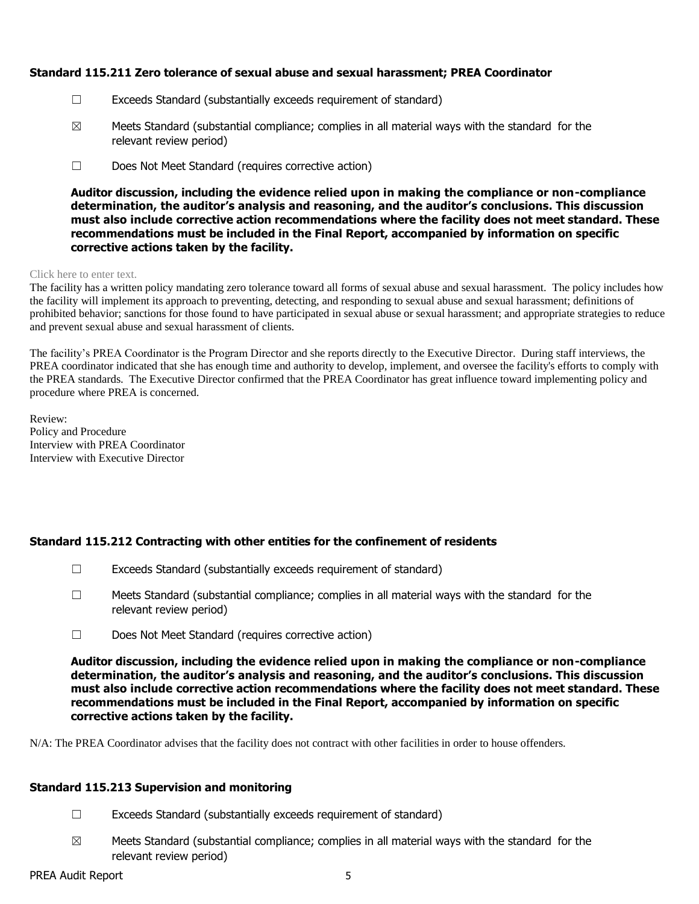### Standard 115.211 Zero tolerance of sexual abuse and sexual harassment; PREA Coordinator

☐ Exceeds Standard (substantially exceeds requirement of standard)

☒ Meets Standard (substantial compliance; complies in all material ways with the standard for the relevant review period)

☐ Does Not Meet Standard (requires corrective action)

**Auditor discussion, including the evidence relied upon in making the compliance or non-compliance determination, the auditor's analysis and reasoning, and the auditor's conclusions. This discussion must also include corrective action recommendations where the facility does not meet standard. These recommendations must be included in the Final Report, accompanied by information on specific corrective actions taken by the facility.**

Click here to enter text.

The facility has a written policy mandating zero tolerance toward all forms of sexual abuse and sexual harassment. The policy includes how the facility will implement its approach to preventing, detecting, and responding to sexual abuse and sexual harassment; definitions of prohibited behavior; sanctions for those found to have participated in sexual abuse or sexual harassment; and appropriate strategies to reduce and prevent sexual abuse and sexual harassment of clients.

The facility's PREA Coordinator is the Program Director and she reports directly to the Executive Director. During staff interviews, the PREA coordinator indicated that she has enough time and authority to develop, implement, and oversee the facility's efforts to comply with the PREA standards. The Executive Director confirmed that the PREA Coordinator has great influence toward implementing policy and procedure where PREA is concerned.

Review:
Policy and Procedure
Interview with PREA Coordinator
Interview with Executive Director

### Standard 115.212 Contracting with other entities for the confinement of residents

☐ Exceeds Standard (substantially exceeds requirement of standard)

☐ Meets Standard (substantial compliance; complies in all material ways with the standard for the relevant review period)

☐ Does Not Meet Standard (requires corrective action)

**Auditor discussion, including the evidence relied upon in making the compliance or non-compliance determination, the auditor's analysis and reasoning, and the auditor's conclusions. This discussion must also include corrective action recommendations where the facility does not meet standard. These recommendations must be included in the Final Report, accompanied by information on specific corrective actions taken by the facility.**

N/A: The PREA Coordinator advises that the facility does not contract with other facilities in order to house offenders.

### Standard 115.213 Supervision and monitoring

☐ Exceeds Standard (substantially exceeds requirement of standard)

☒ Meets Standard (substantial compliance; complies in all material ways with the standard for the relevant review period)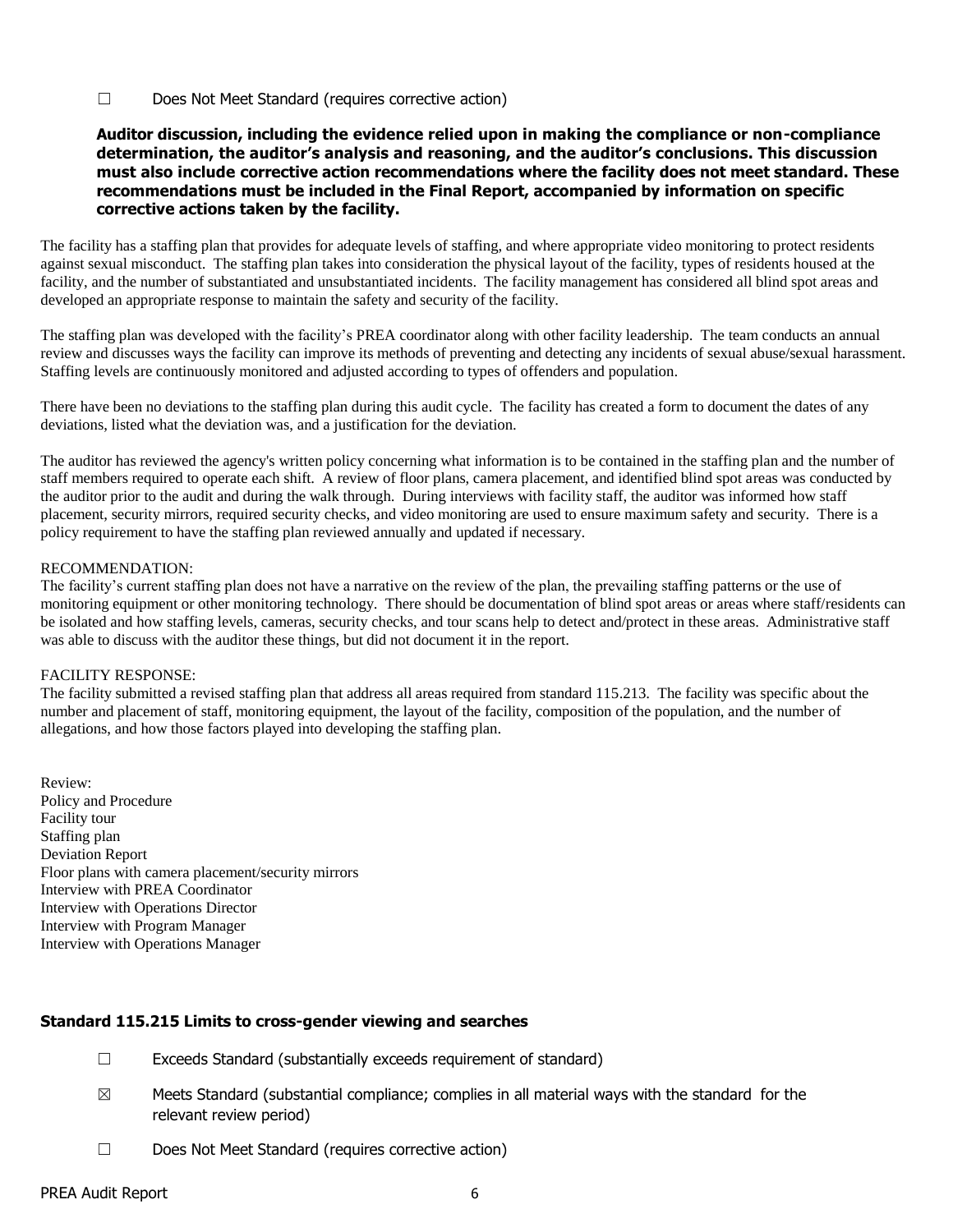☐ Does Not Meet Standard (requires corrective action)

**Auditor discussion, including the evidence relied upon in making the compliance or non-compliance determination, the auditor's analysis and reasoning, and the auditor's conclusions. This discussion must also include corrective action recommendations where the facility does not meet standard. These recommendations must be included in the Final Report, accompanied by information on specific corrective actions taken by the facility.**

The facility has a staffing plan that provides for adequate levels of staffing, and where appropriate video monitoring to protect residents against sexual misconduct. The staffing plan takes into consideration the physical layout of the facility, types of residents housed at the facility, and the number of substantiated and unsubstantiated incidents. The facility management has considered all blind spot areas and developed an appropriate response to maintain the safety and security of the facility.

The staffing plan was developed with the facility's PREA coordinator along with other facility leadership. The team conducts an annual review and discusses ways the facility can improve its methods of preventing and detecting any incidents of sexual abuse/sexual harassment. Staffing levels are continuously monitored and adjusted according to types of offenders and population.

There have been no deviations to the staffing plan during this audit cycle. The facility has created a form to document the dates of any deviations, listed what the deviation was, and a justification for the deviation.

The auditor has reviewed the agency's written policy concerning what information is to be contained in the staffing plan and the number of staff members required to operate each shift. A review of floor plans, camera placement, and identified blind spot areas was conducted by the auditor prior to the audit and during the walk through. During interviews with facility staff, the auditor was informed how staff placement, security mirrors, required security checks, and video monitoring are used to ensure maximum safety and security. There is a policy requirement to have the staffing plan reviewed annually and updated if necessary.

RECOMMENDATION:
The facility's current staffing plan does not have a narrative on the review of the plan, the prevailing staffing patterns or the use of monitoring equipment or other monitoring technology. There should be documentation of blind spot areas or areas where staff/residents can be isolated and how staffing levels, cameras, security checks, and tour scans help to detect and/protect in these areas. Administrative staff was able to discuss with the auditor these things, but did not document it in the report.

FACILITY RESPONSE:
The facility submitted a revised staffing plan that address all areas required from standard 115.213. The facility was specific about the number and placement of staff, monitoring equipment, the layout of the facility, composition of the population, and the number of allegations, and how those factors played into developing the staffing plan.

Review:
Policy and Procedure
Facility tour
Staffing plan
Deviation Report
Floor plans with camera placement/security mirrors
Interview with PREA Coordinator
Interview with Operations Director
Interview with Program Manager
Interview with Operations Manager

### Standard 115.215 Limits to cross-gender viewing and searches

☐ Exceeds Standard (substantially exceeds requirement of standard)

☒ Meets Standard (substantial compliance; complies in all material ways with the standard for the relevant review period)

☐ Does Not Meet Standard (requires corrective action)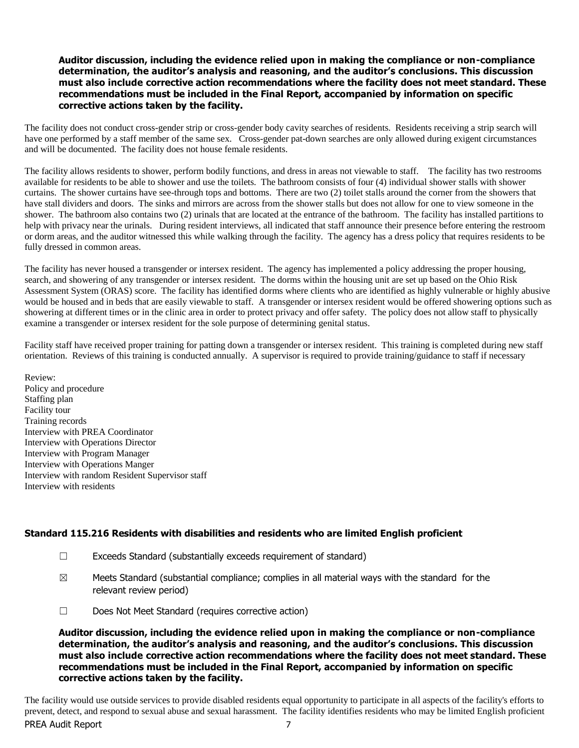**Auditor discussion, including the evidence relied upon in making the compliance or non-compliance determination, the auditor's analysis and reasoning, and the auditor's conclusions. This discussion must also include corrective action recommendations where the facility does not meet standard. These recommendations must be included in the Final Report, accompanied by information on specific corrective actions taken by the facility.**

The facility does not conduct cross-gender strip or cross-gender body cavity searches of residents. Residents receiving a strip search will have one performed by a staff member of the same sex. Cross-gender pat-down searches are only allowed during exigent circumstances and will be documented. The facility does not house female residents.

The facility allows residents to shower, perform bodily functions, and dress in areas not viewable to staff. The facility has two restrooms available for residents to be able to shower and use the toilets. The bathroom consists of four (4) individual shower stalls with shower curtains. The shower curtains have see-through tops and bottoms. There are two (2) toilet stalls around the corner from the showers that have stall dividers and doors. The sinks and mirrors are across from the shower stalls but does not allow for one to view someone in the shower. The bathroom also contains two (2) urinals that are located at the entrance of the bathroom. The facility has installed partitions to help with privacy near the urinals. During resident interviews, all indicated that staff announce their presence before entering the restroom or dorm areas, and the auditor witnessed this while walking through the facility. The agency has a dress policy that requires residents to be fully dressed in common areas.

The facility has never housed a transgender or intersex resident. The agency has implemented a policy addressing the proper housing, search, and showering of any transgender or intersex resident. The dorms within the housing unit are set up based on the Ohio Risk Assessment System (ORAS) score. The facility has identified dorms where clients who are identified as highly vulnerable or highly abusive would be housed and in beds that are easily viewable to staff. A transgender or intersex resident would be offered showering options such as showering at different times or in the clinic area in order to protect privacy and offer safety. The policy does not allow staff to physically examine a transgender or intersex resident for the sole purpose of determining genital status.

Facility staff have received proper training for patting down a transgender or intersex resident. This training is completed during new staff orientation. Reviews of this training is conducted annually. A supervisor is required to provide training/guidance to staff if necessary

Review:
Policy and procedure
Staffing plan
Facility tour
Training records
Interview with PREA Coordinator
Interview with Operations Director
Interview with Program Manager
Interview with Operations Manger
Interview with random Resident Supervisor staff
Interview with residents

### Standard 115.216 Residents with disabilities and residents who are limited English proficient

☐ Exceeds Standard (substantially exceeds requirement of standard)

☒ Meets Standard (substantial compliance; complies in all material ways with the standard for the relevant review period)

☐ Does Not Meet Standard (requires corrective action)

**Auditor discussion, including the evidence relied upon in making the compliance or non-compliance determination, the auditor's analysis and reasoning, and the auditor's conclusions. This discussion must also include corrective action recommendations where the facility does not meet standard. These recommendations must be included in the Final Report, accompanied by information on specific corrective actions taken by the facility.**

The facility would use outside services to provide disabled residents equal opportunity to participate in all aspects of the facility's efforts to prevent, detect, and respond to sexual abuse and sexual harassment. The facility identifies residents who may be limited English proficient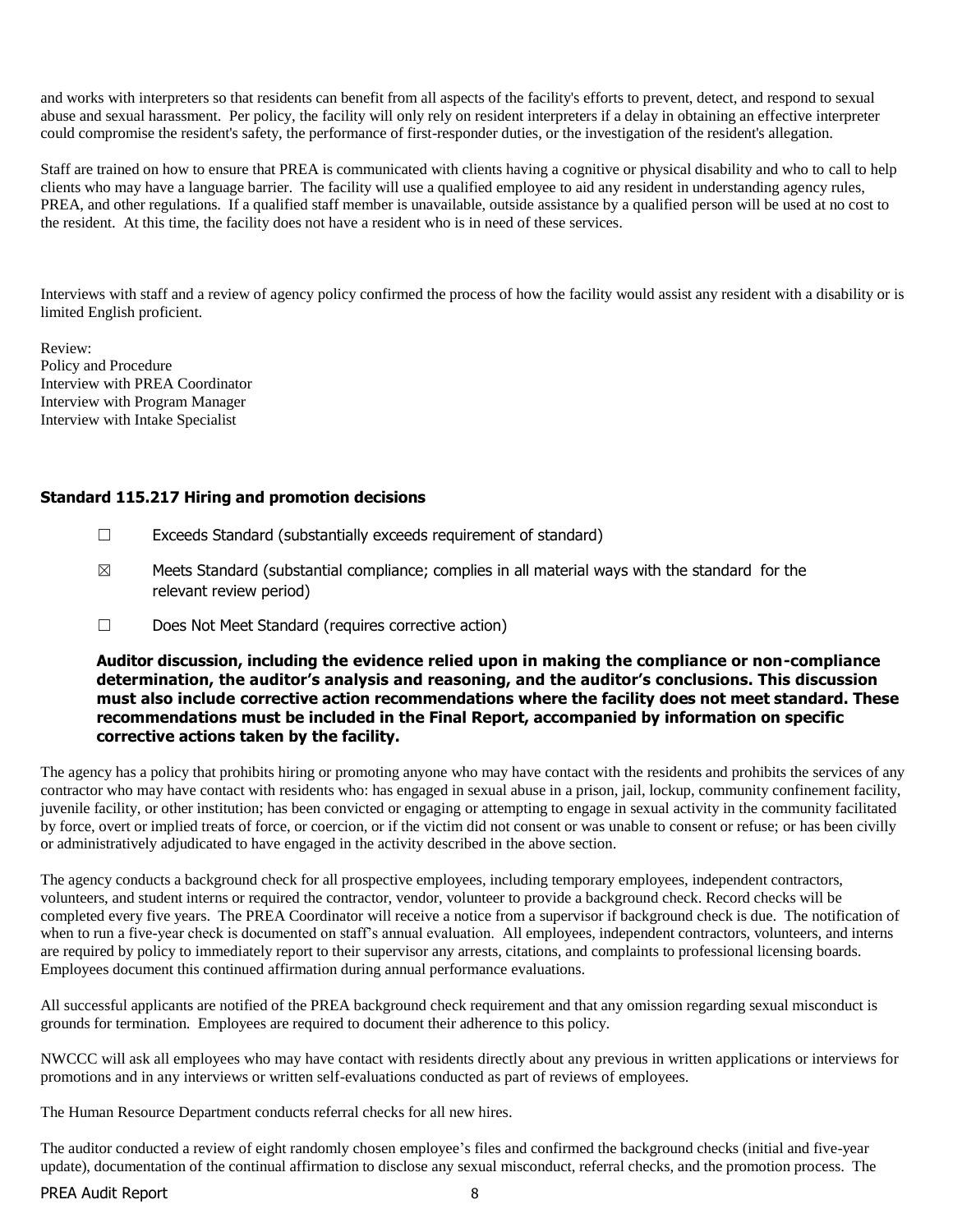and works with interpreters so that residents can benefit from all aspects of the facility's efforts to prevent, detect, and respond to sexual abuse and sexual harassment. Per policy, the facility will only rely on resident interpreters if a delay in obtaining an effective interpreter could compromise the resident's safety, the performance of first-responder duties, or the investigation of the resident's allegation.

Staff are trained on how to ensure that PREA is communicated with clients having a cognitive or physical disability and who to call to help clients who may have a language barrier. The facility will use a qualified employee to aid any resident in understanding agency rules, PREA, and other regulations. If a qualified staff member is unavailable, outside assistance by a qualified person will be used at no cost to the resident. At this time, the facility does not have a resident who is in need of these services.

Interviews with staff and a review of agency policy confirmed the process of how the facility would assist any resident with a disability or is limited English proficient.

Review:
Policy and Procedure
Interview with PREA Coordinator
Interview with Program Manager
Interview with Intake Specialist

### Standard 115.217 Hiring and promotion decisions

☐ Exceeds Standard (substantially exceeds requirement of standard)

☒ Meets Standard (substantial compliance; complies in all material ways with the standard for the relevant review period)

☐ Does Not Meet Standard (requires corrective action)

**Auditor discussion, including the evidence relied upon in making the compliance or non-compliance determination, the auditor's analysis and reasoning, and the auditor's conclusions. This discussion must also include corrective action recommendations where the facility does not meet standard. These recommendations must be included in the Final Report, accompanied by information on specific corrective actions taken by the facility.**

The agency has a policy that prohibits hiring or promoting anyone who may have contact with the residents and prohibits the services of any contractor who may have contact with residents who: has engaged in sexual abuse in a prison, jail, lockup, community confinement facility, juvenile facility, or other institution; has been convicted or engaging or attempting to engage in sexual activity in the community facilitated by force, overt or implied treats of force, or coercion, or if the victim did not consent or was unable to consent or refuse; or has been civilly or administratively adjudicated to have engaged in the activity described in the above section.

The agency conducts a background check for all prospective employees, including temporary employees, independent contractors, volunteers, and student interns or required the contractor, vendor, volunteer to provide a background check. Record checks will be completed every five years. The PREA Coordinator will receive a notice from a supervisor if background check is due. The notification of when to run a five-year check is documented on staff's annual evaluation. All employees, independent contractors, volunteers, and interns are required by policy to immediately report to their supervisor any arrests, citations, and complaints to professional licensing boards. Employees document this continued affirmation during annual performance evaluations.

All successful applicants are notified of the PREA background check requirement and that any omission regarding sexual misconduct is grounds for termination. Employees are required to document their adherence to this policy.

NWCCC will ask all employees who may have contact with residents directly about any previous in written applications or interviews for promotions and in any interviews or written self-evaluations conducted as part of reviews of employees.

The Human Resource Department conducts referral checks for all new hires.

The auditor conducted a review of eight randomly chosen employee's files and confirmed the background checks (initial and five-year update), documentation of the continual affirmation to disclose any sexual misconduct, referral checks, and the promotion process. The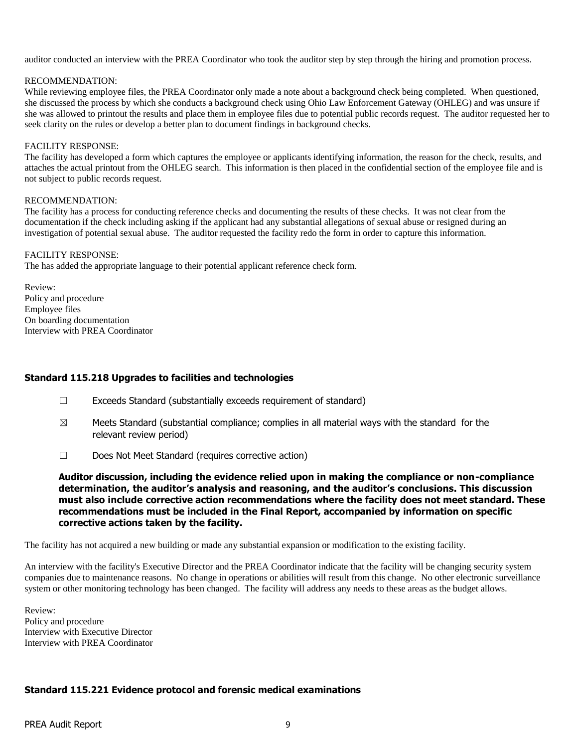auditor conducted an interview with the PREA Coordinator who took the auditor step by step through the hiring and promotion process.

RECOMMENDATION:
While reviewing employee files, the PREA Coordinator only made a note about a background check being completed. When questioned, she discussed the process by which she conducts a background check using Ohio Law Enforcement Gateway (OHLEG) and was unsure if she was allowed to printout the results and place them in employee files due to potential public records request. The auditor requested her to seek clarity on the rules or develop a better plan to document findings in background checks.

FACILITY RESPONSE:
The facility has developed a form which captures the employee or applicants identifying information, the reason for the check, results, and attaches the actual printout from the OHLEG search. This information is then placed in the confidential section of the employee file and is not subject to public records request.

RECOMMENDATION:
The facility has a process for conducting reference checks and documenting the results of these checks. It was not clear from the documentation if the check including asking if the applicant had any substantial allegations of sexual abuse or resigned during an investigation of potential sexual abuse. The auditor requested the facility redo the form in order to capture this information.

FACILITY RESPONSE:
The has added the appropriate language to their potential applicant reference check form.

Review:
Policy and procedure
Employee files
On boarding documentation
Interview with PREA Coordinator

### Standard 115.218 Upgrades to facilities and technologies

☐ Exceeds Standard (substantially exceeds requirement of standard)

☒ Meets Standard (substantial compliance; complies in all material ways with the standard for the relevant review period)

☐ Does Not Meet Standard (requires corrective action)

**Auditor discussion, including the evidence relied upon in making the compliance or non-compliance determination, the auditor's analysis and reasoning, and the auditor's conclusions. This discussion must also include corrective action recommendations where the facility does not meet standard. These recommendations must be included in the Final Report, accompanied by information on specific corrective actions taken by the facility.**

The facility has not acquired a new building or made any substantial expansion or modification to the existing facility.

An interview with the facility's Executive Director and the PREA Coordinator indicate that the facility will be changing security system companies due to maintenance reasons. No change in operations or abilities will result from this change. No other electronic surveillance system or other monitoring technology has been changed. The facility will address any needs to these areas as the budget allows.

Review:
Policy and procedure
Interview with Executive Director
Interview with PREA Coordinator

### Standard 115.221 Evidence protocol and forensic medical examinations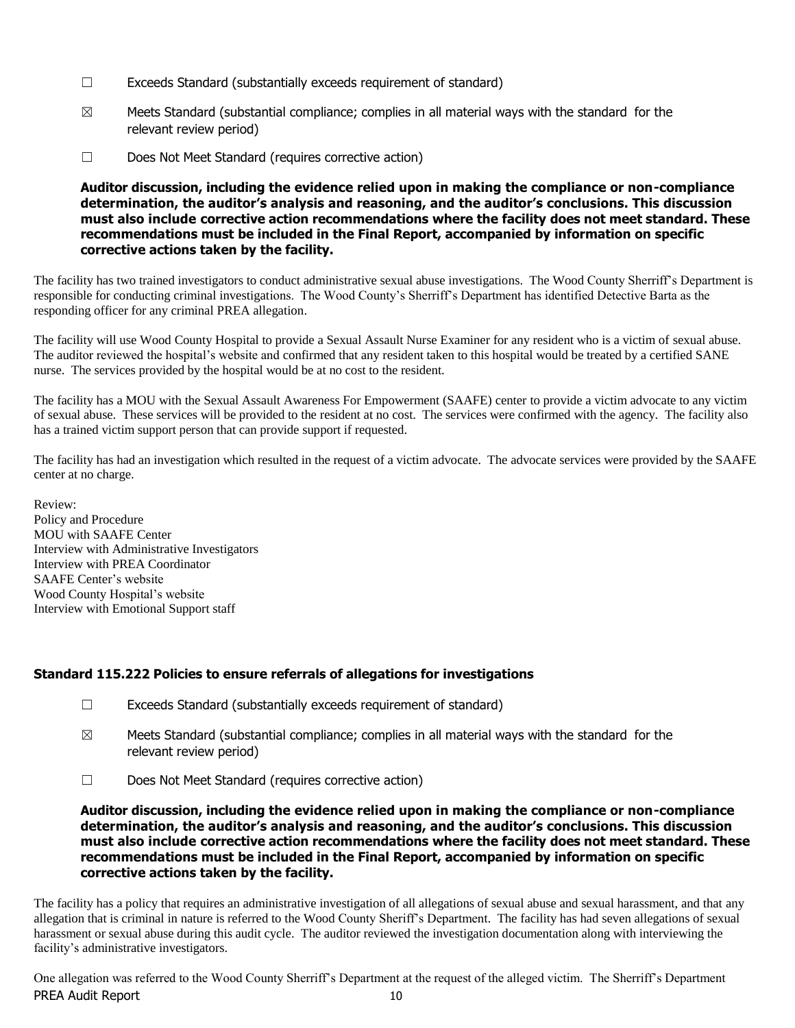☐ Exceeds Standard (substantially exceeds requirement of standard)

☒ Meets Standard (substantial compliance; complies in all material ways with the standard for the relevant review period)

☐ Does Not Meet Standard (requires corrective action)

**Auditor discussion, including the evidence relied upon in making the compliance or non-compliance determination, the auditor's analysis and reasoning, and the auditor's conclusions. This discussion must also include corrective action recommendations where the facility does not meet standard. These recommendations must be included in the Final Report, accompanied by information on specific corrective actions taken by the facility.**

The facility has two trained investigators to conduct administrative sexual abuse investigations. The Wood County Sherriff's Department is responsible for conducting criminal investigations. The Wood County's Sherriff's Department has identified Detective Barta as the responding officer for any criminal PREA allegation.

The facility will use Wood County Hospital to provide a Sexual Assault Nurse Examiner for any resident who is a victim of sexual abuse. The auditor reviewed the hospital's website and confirmed that any resident taken to this hospital would be treated by a certified SANE nurse. The services provided by the hospital would be at no cost to the resident.

The facility has a MOU with the Sexual Assault Awareness For Empowerment (SAAFE) center to provide a victim advocate to any victim of sexual abuse. These services will be provided to the resident at no cost. The services were confirmed with the agency. The facility also has a trained victim support person that can provide support if requested.

The facility has had an investigation which resulted in the request of a victim advocate. The advocate services were provided by the SAAFE center at no charge.

Review:
Policy and Procedure
MOU with SAAFE Center
Interview with Administrative Investigators
Interview with PREA Coordinator
SAAFE Center's website
Wood County Hospital's website
Interview with Emotional Support staff

### Standard 115.222 Policies to ensure referrals of allegations for investigations

☐ Exceeds Standard (substantially exceeds requirement of standard)

☒ Meets Standard (substantial compliance; complies in all material ways with the standard for the relevant review period)

☐ Does Not Meet Standard (requires corrective action)

**Auditor discussion, including the evidence relied upon in making the compliance or non-compliance determination, the auditor's analysis and reasoning, and the auditor's conclusions. This discussion must also include corrective action recommendations where the facility does not meet standard. These recommendations must be included in the Final Report, accompanied by information on specific corrective actions taken by the facility.**

The facility has a policy that requires an administrative investigation of all allegations of sexual abuse and sexual harassment, and that any allegation that is criminal in nature is referred to the Wood County Sheriff's Department. The facility has had seven allegations of sexual harassment or sexual abuse during this audit cycle. The auditor reviewed the investigation documentation along with interviewing the facility's administrative investigators.

One allegation was referred to the Wood County Sherriff's Department at the request of the alleged victim. The Sherriff's Department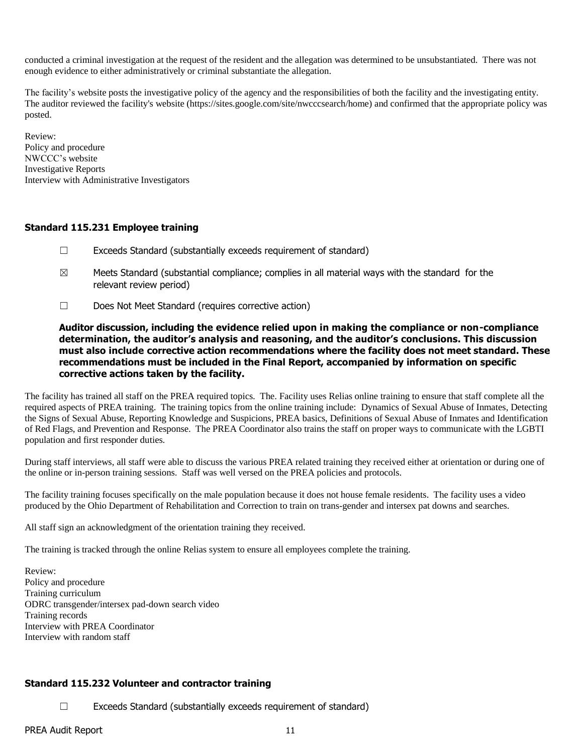conducted a criminal investigation at the request of the resident and the allegation was determined to be unsubstantiated. There was not enough evidence to either administratively or criminal substantiate the allegation.

The facility's website posts the investigative policy of the agency and the responsibilities of both the facility and the investigating entity. The auditor reviewed the facility's website (https://sites.google.com/site/nwcccsearch/home) and confirmed that the appropriate policy was posted.

Review:
Policy and procedure
NWCCC's website
Investigative Reports
Interview with Administrative Investigators

### Standard 115.231 Employee training

☐ Exceeds Standard (substantially exceeds requirement of standard)

☒ Meets Standard (substantial compliance; complies in all material ways with the standard for the relevant review period)

☐ Does Not Meet Standard (requires corrective action)

**Auditor discussion, including the evidence relied upon in making the compliance or non-compliance determination, the auditor's analysis and reasoning, and the auditor's conclusions. This discussion must also include corrective action recommendations where the facility does not meet standard. These recommendations must be included in the Final Report, accompanied by information on specific corrective actions taken by the facility.**

The facility has trained all staff on the PREA required topics. The. Facility uses Relias online training to ensure that staff complete all the required aspects of PREA training. The training topics from the online training include: Dynamics of Sexual Abuse of Inmates, Detecting the Signs of Sexual Abuse, Reporting Knowledge and Suspicions, PREA basics, Definitions of Sexual Abuse of Inmates and Identification of Red Flags, and Prevention and Response. The PREA Coordinator also trains the staff on proper ways to communicate with the LGBTI population and first responder duties.

During staff interviews, all staff were able to discuss the various PREA related training they received either at orientation or during one of the online or in-person training sessions. Staff was well versed on the PREA policies and protocols.

The facility training focuses specifically on the male population because it does not house female residents. The facility uses a video produced by the Ohio Department of Rehabilitation and Correction to train on trans-gender and intersex pat downs and searches.

All staff sign an acknowledgment of the orientation training they received.

The training is tracked through the online Relias system to ensure all employees complete the training.

Review:
Policy and procedure
Training curriculum
ODRC transgender/intersex pad-down search video
Training records
Interview with PREA Coordinator
Interview with random staff

### Standard 115.232 Volunteer and contractor training

☐ Exceeds Standard (substantially exceeds requirement of standard)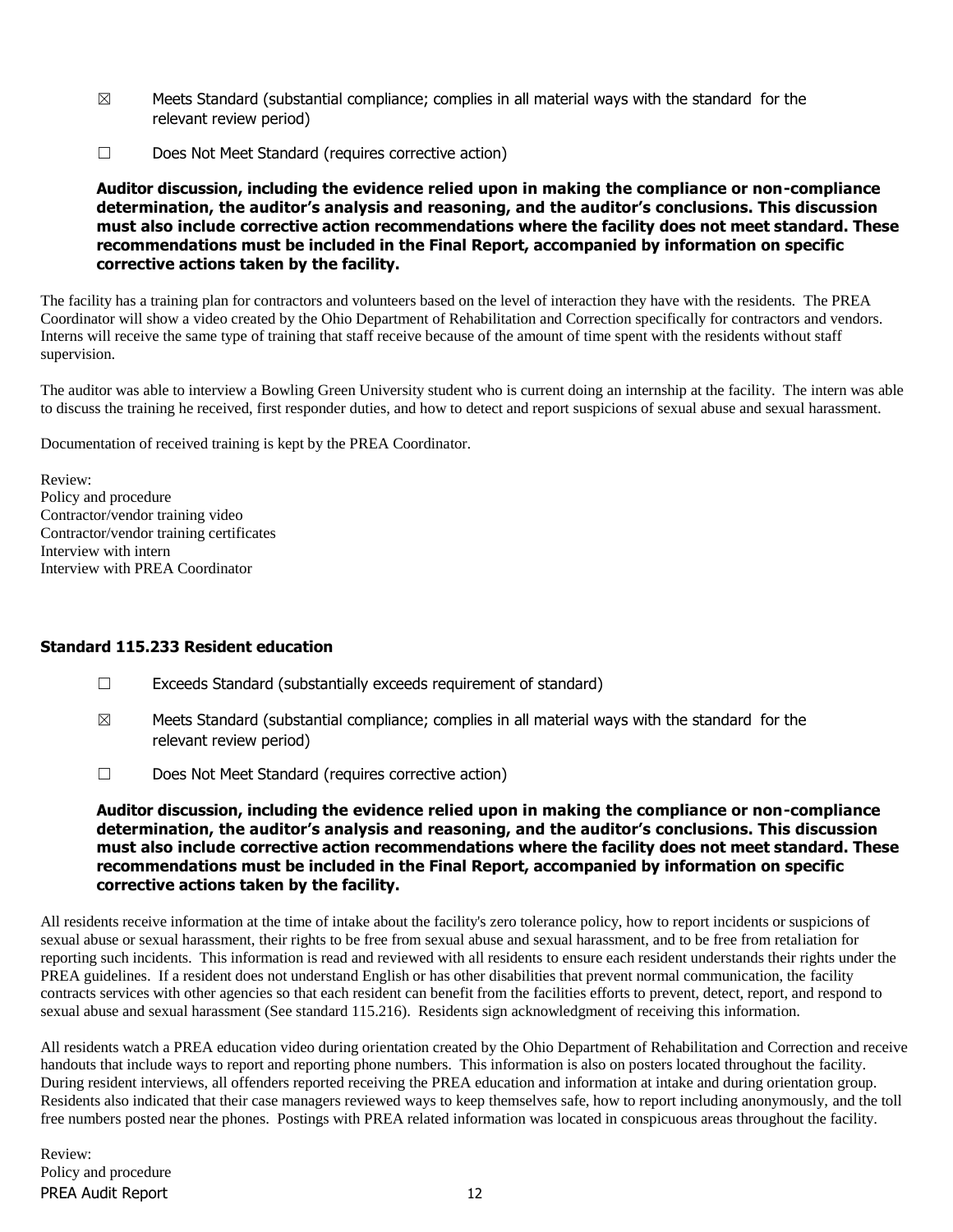☒ Meets Standard (substantial compliance; complies in all material ways with the standard for the relevant review period)

☐ Does Not Meet Standard (requires corrective action)

**Auditor discussion, including the evidence relied upon in making the compliance or non-compliance determination, the auditor's analysis and reasoning, and the auditor's conclusions. This discussion must also include corrective action recommendations where the facility does not meet standard. These recommendations must be included in the Final Report, accompanied by information on specific corrective actions taken by the facility.**

The facility has a training plan for contractors and volunteers based on the level of interaction they have with the residents. The PREA Coordinator will show a video created by the Ohio Department of Rehabilitation and Correction specifically for contractors and vendors. Interns will receive the same type of training that staff receive because of the amount of time spent with the residents without staff supervision.

The auditor was able to interview a Bowling Green University student who is current doing an internship at the facility. The intern was able to discuss the training he received, first responder duties, and how to detect and report suspicions of sexual abuse and sexual harassment.

Documentation of received training is kept by the PREA Coordinator.

Review:
Policy and procedure
Contractor/vendor training video
Contractor/vendor training certificates
Interview with intern
Interview with PREA Coordinator

### Standard 115.233 Resident education

☐ Exceeds Standard (substantially exceeds requirement of standard)

☒ Meets Standard (substantial compliance; complies in all material ways with the standard for the relevant review period)

☐ Does Not Meet Standard (requires corrective action)

**Auditor discussion, including the evidence relied upon in making the compliance or non-compliance determination, the auditor's analysis and reasoning, and the auditor's conclusions. This discussion must also include corrective action recommendations where the facility does not meet standard. These recommendations must be included in the Final Report, accompanied by information on specific corrective actions taken by the facility.**

All residents receive information at the time of intake about the facility's zero tolerance policy, how to report incidents or suspicions of sexual abuse or sexual harassment, their rights to be free from sexual abuse and sexual harassment, and to be free from retaliation for reporting such incidents. This information is read and reviewed with all residents to ensure each resident understands their rights under the PREA guidelines. If a resident does not understand English or has other disabilities that prevent normal communication, the facility contracts services with other agencies so that each resident can benefit from the facilities efforts to prevent, detect, report, and respond to sexual abuse and sexual harassment (See standard 115.216). Residents sign acknowledgment of receiving this information.

All residents watch a PREA education video during orientation created by the Ohio Department of Rehabilitation and Correction and receive handouts that include ways to report and reporting phone numbers. This information is also on posters located throughout the facility. During resident interviews, all offenders reported receiving the PREA education and information at intake and during orientation group. Residents also indicated that their case managers reviewed ways to keep themselves safe, how to report including anonymously, and the toll free numbers posted near the phones. Postings with PREA related information was located in conspicuous areas throughout the facility.

Review:
Policy and procedure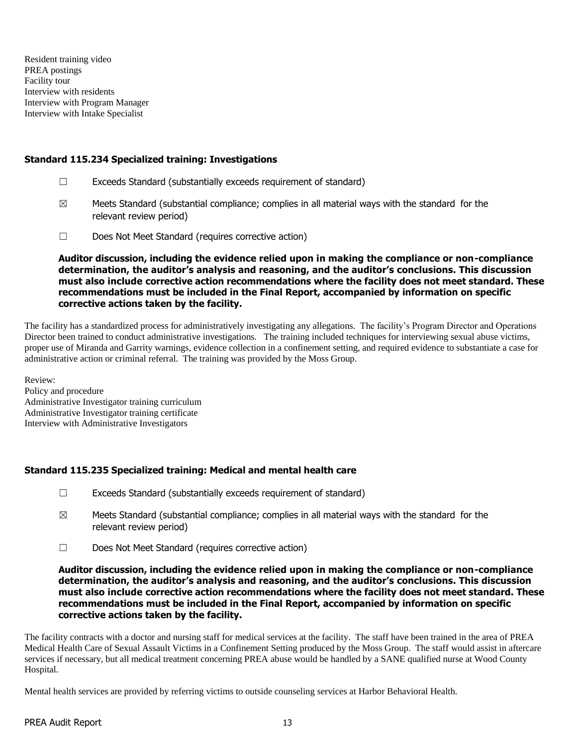Resident training video
PREA postings
Facility tour
Interview with residents
Interview with Program Manager
Interview with Intake Specialist

### Standard 115.234 Specialized training: Investigations

☐ Exceeds Standard (substantially exceeds requirement of standard)

☒ Meets Standard (substantial compliance; complies in all material ways with the standard for the relevant review period)

☐ Does Not Meet Standard (requires corrective action)

**Auditor discussion, including the evidence relied upon in making the compliance or non-compliance determination, the auditor's analysis and reasoning, and the auditor's conclusions. This discussion must also include corrective action recommendations where the facility does not meet standard. These recommendations must be included in the Final Report, accompanied by information on specific corrective actions taken by the facility.**

The facility has a standardized process for administratively investigating any allegations. The facility's Program Director and Operations Director been trained to conduct administrative investigations. The training included techniques for interviewing sexual abuse victims, proper use of Miranda and Garrity warnings, evidence collection in a confinement setting, and required evidence to substantiate a case for administrative action or criminal referral. The training was provided by the Moss Group.

Review:
Policy and procedure
Administrative Investigator training curriculum
Administrative Investigator training certificate
Interview with Administrative Investigators

### Standard 115.235 Specialized training: Medical and mental health care

☐ Exceeds Standard (substantially exceeds requirement of standard)

☒ Meets Standard (substantial compliance; complies in all material ways with the standard for the relevant review period)

☐ Does Not Meet Standard (requires corrective action)

**Auditor discussion, including the evidence relied upon in making the compliance or non-compliance determination, the auditor's analysis and reasoning, and the auditor's conclusions. This discussion must also include corrective action recommendations where the facility does not meet standard. These recommendations must be included in the Final Report, accompanied by information on specific corrective actions taken by the facility.**

The facility contracts with a doctor and nursing staff for medical services at the facility. The staff have been trained in the area of PREA Medical Health Care of Sexual Assault Victims in a Confinement Setting produced by the Moss Group. The staff would assist in aftercare services if necessary, but all medical treatment concerning PREA abuse would be handled by a SANE qualified nurse at Wood County Hospital.

Mental health services are provided by referring victims to outside counseling services at Harbor Behavioral Health.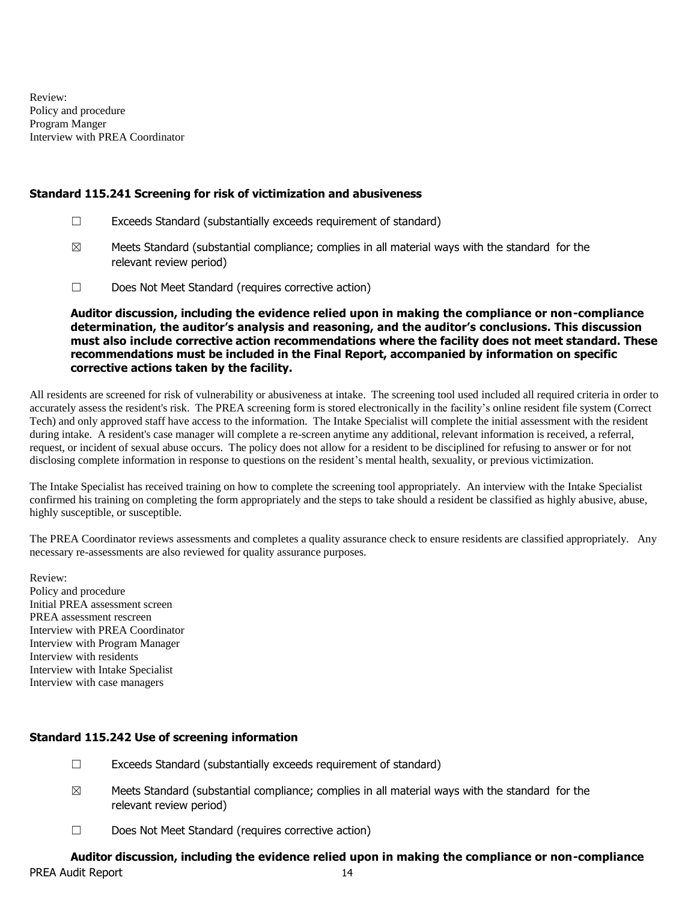Review:
Policy and procedure
Program Manger
Interview with PREA Coordinator

### Standard 115.241 Screening for risk of victimization and abusiveness

☐ Exceeds Standard (substantially exceeds requirement of standard)

☒ Meets Standard (substantial compliance; complies in all material ways with the standard for the relevant review period)

☐ Does Not Meet Standard (requires corrective action)

**Auditor discussion, including the evidence relied upon in making the compliance or non-compliance determination, the auditor's analysis and reasoning, and the auditor's conclusions. This discussion must also include corrective action recommendations where the facility does not meet standard. These recommendations must be included in the Final Report, accompanied by information on specific corrective actions taken by the facility.**

All residents are screened for risk of vulnerability or abusiveness at intake. The screening tool used included all required criteria in order to accurately assess the resident's risk. The PREA screening form is stored electronically in the facility's online resident file system (Correct Tech) and only approved staff have access to the information. The Intake Specialist will complete the initial assessment with the resident during intake. A resident's case manager will complete a re-screen anytime any additional, relevant information is received, a referral, request, or incident of sexual abuse occurs. The policy does not allow for a resident to be disciplined for refusing to answer or for not disclosing complete information in response to questions on the resident's mental health, sexuality, or previous victimization.

The Intake Specialist has received training on how to complete the screening tool appropriately. An interview with the Intake Specialist confirmed his training on completing the form appropriately and the steps to take should a resident be classified as highly abusive, abuse, highly susceptible, or susceptible.

The PREA Coordinator reviews assessments and completes a quality assurance check to ensure residents are classified appropriately. Any necessary re-assessments are also reviewed for quality assurance purposes.

Review:
Policy and procedure
Initial PREA assessment screen
PREA assessment rescreen
Interview with PREA Coordinator
Interview with Program Manager
Interview with residents
Interview with Intake Specialist
Interview with case managers

### Standard 115.242 Use of screening information

☐ Exceeds Standard (substantially exceeds requirement of standard)

☒ Meets Standard (substantial compliance; complies in all material ways with the standard for the relevant review period)

☐ Does Not Meet Standard (requires corrective action)

**Auditor discussion, including the evidence relied upon in making the compliance or non-compliance**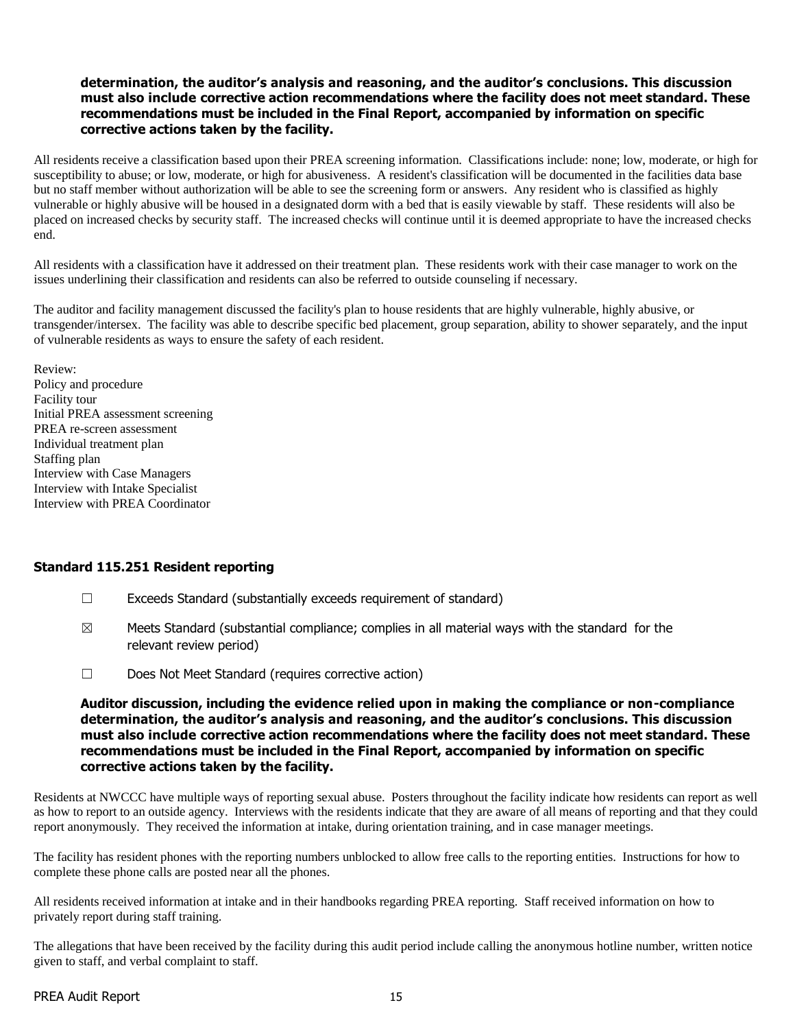**determination, the auditor's analysis and reasoning, and the auditor's conclusions. This discussion must also include corrective action recommendations where the facility does not meet standard. These recommendations must be included in the Final Report, accompanied by information on specific corrective actions taken by the facility.**

All residents receive a classification based upon their PREA screening information. Classifications include: none; low, moderate, or high for susceptibility to abuse; or low, moderate, or high for abusiveness. A resident's classification will be documented in the facilities data base but no staff member without authorization will be able to see the screening form or answers. Any resident who is classified as highly vulnerable or highly abusive will be housed in a designated dorm with a bed that is easily viewable by staff. These residents will also be placed on increased checks by security staff. The increased checks will continue until it is deemed appropriate to have the increased checks end.

All residents with a classification have it addressed on their treatment plan. These residents work with their case manager to work on the issues underlining their classification and residents can also be referred to outside counseling if necessary.

The auditor and facility management discussed the facility's plan to house residents that are highly vulnerable, highly abusive, or transgender/intersex. The facility was able to describe specific bed placement, group separation, ability to shower separately, and the input of vulnerable residents as ways to ensure the safety of each resident.

Review:
Policy and procedure
Facility tour
Initial PREA assessment screening
PREA re-screen assessment
Individual treatment plan
Staffing plan
Interview with Case Managers
Interview with Intake Specialist
Interview with PREA Coordinator

### Standard 115.251 Resident reporting

☐ Exceeds Standard (substantially exceeds requirement of standard)

☒ Meets Standard (substantial compliance; complies in all material ways with the standard for the relevant review period)

☐ Does Not Meet Standard (requires corrective action)

**Auditor discussion, including the evidence relied upon in making the compliance or non-compliance determination, the auditor's analysis and reasoning, and the auditor's conclusions. This discussion must also include corrective action recommendations where the facility does not meet standard. These recommendations must be included in the Final Report, accompanied by information on specific corrective actions taken by the facility.**

Residents at NWCCC have multiple ways of reporting sexual abuse. Posters throughout the facility indicate how residents can report as well as how to report to an outside agency. Interviews with the residents indicate that they are aware of all means of reporting and that they could report anonymously. They received the information at intake, during orientation training, and in case manager meetings.

The facility has resident phones with the reporting numbers unblocked to allow free calls to the reporting entities. Instructions for how to complete these phone calls are posted near all the phones.

All residents received information at intake and in their handbooks regarding PREA reporting. Staff received information on how to privately report during staff training.

The allegations that have been received by the facility during this audit period include calling the anonymous hotline number, written notice given to staff, and verbal complaint to staff.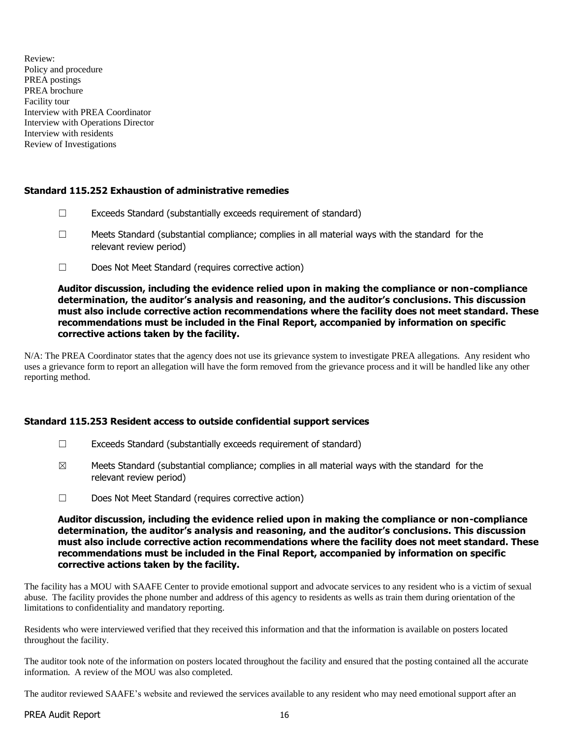Review:
Policy and procedure
PREA postings
PREA brochure
Facility tour
Interview with PREA Coordinator
Interview with Operations Director
Interview with residents
Review of Investigations

### Standard 115.252 Exhaustion of administrative remedies

☐ Exceeds Standard (substantially exceeds requirement of standard)

☐ Meets Standard (substantial compliance; complies in all material ways with the standard for the relevant review period)

☐ Does Not Meet Standard (requires corrective action)

**Auditor discussion, including the evidence relied upon in making the compliance or non-compliance determination, the auditor's analysis and reasoning, and the auditor's conclusions. This discussion must also include corrective action recommendations where the facility does not meet standard. These recommendations must be included in the Final Report, accompanied by information on specific corrective actions taken by the facility.**

N/A: The PREA Coordinator states that the agency does not use its grievance system to investigate PREA allegations. Any resident who uses a grievance form to report an allegation will have the form removed from the grievance process and it will be handled like any other reporting method.

### Standard 115.253 Resident access to outside confidential support services

☐ Exceeds Standard (substantially exceeds requirement of standard)

☒ Meets Standard (substantial compliance; complies in all material ways with the standard for the relevant review period)

☐ Does Not Meet Standard (requires corrective action)

**Auditor discussion, including the evidence relied upon in making the compliance or non-compliance determination, the auditor's analysis and reasoning, and the auditor's conclusions. This discussion must also include corrective action recommendations where the facility does not meet standard. These recommendations must be included in the Final Report, accompanied by information on specific corrective actions taken by the facility.**

The facility has a MOU with SAAFE Center to provide emotional support and advocate services to any resident who is a victim of sexual abuse. The facility provides the phone number and address of this agency to residents as wells as train them during orientation of the limitations to confidentiality and mandatory reporting.

Residents who were interviewed verified that they received this information and that the information is available on posters located throughout the facility.

The auditor took note of the information on posters located throughout the facility and ensured that the posting contained all the accurate information. A review of the MOU was also completed.

The auditor reviewed SAAFE's website and reviewed the services available to any resident who may need emotional support after an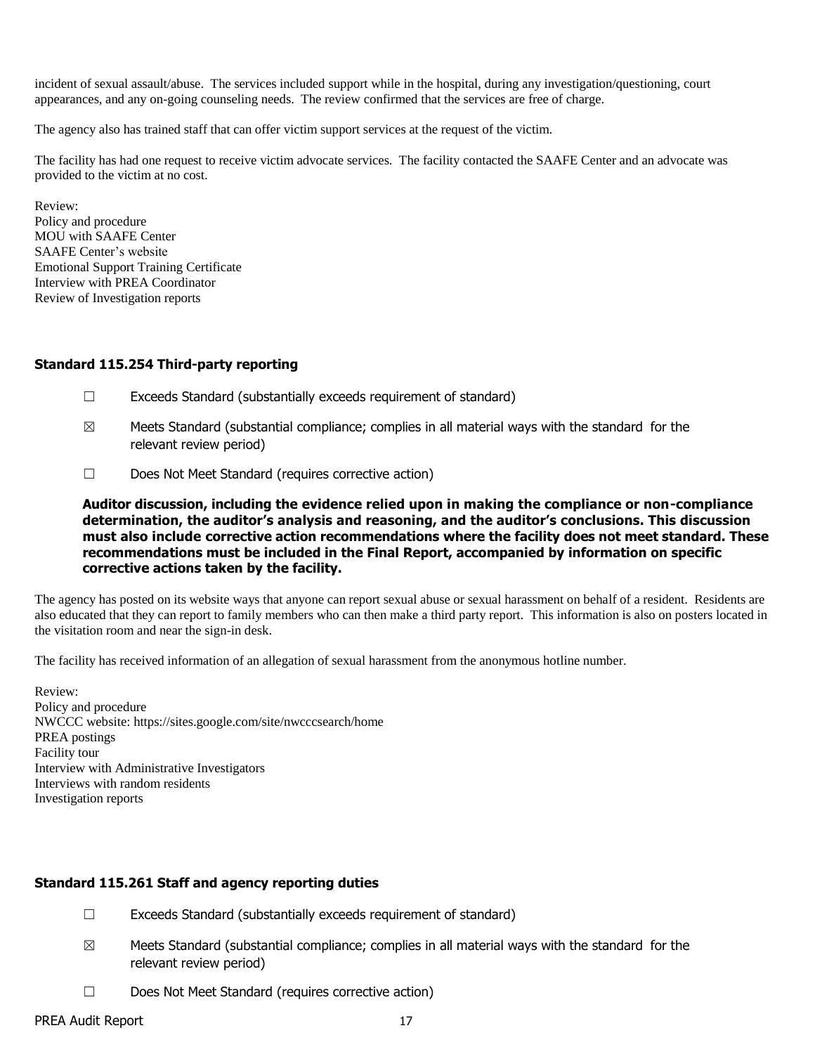incident of sexual assault/abuse. The services included support while in the hospital, during any investigation/questioning, court appearances, and any on-going counseling needs. The review confirmed that the services are free of charge.

The agency also has trained staff that can offer victim support services at the request of the victim.

The facility has had one request to receive victim advocate services. The facility contacted the SAAFE Center and an advocate was provided to the victim at no cost.

Review:
Policy and procedure
MOU with SAAFE Center
SAAFE Center's website
Emotional Support Training Certificate
Interview with PREA Coordinator
Review of Investigation reports

### Standard 115.254 Third-party reporting

☐ Exceeds Standard (substantially exceeds requirement of standard)

☒ Meets Standard (substantial compliance; complies in all material ways with the standard for the relevant review period)

☐ Does Not Meet Standard (requires corrective action)

**Auditor discussion, including the evidence relied upon in making the compliance or non-compliance determination, the auditor's analysis and reasoning, and the auditor's conclusions. This discussion must also include corrective action recommendations where the facility does not meet standard. These recommendations must be included in the Final Report, accompanied by information on specific corrective actions taken by the facility.**

The agency has posted on its website ways that anyone can report sexual abuse or sexual harassment on behalf of a resident. Residents are also educated that they can report to family members who can then make a third party report. This information is also on posters located in the visitation room and near the sign-in desk.

The facility has received information of an allegation of sexual harassment from the anonymous hotline number.

Review:
Policy and procedure
NWCCC website: https://sites.google.com/site/nwcccsearch/home
PREA postings
Facility tour
Interview with Administrative Investigators
Interviews with random residents
Investigation reports

### Standard 115.261 Staff and agency reporting duties

☐ Exceeds Standard (substantially exceeds requirement of standard)

☒ Meets Standard (substantial compliance; complies in all material ways with the standard for the relevant review period)

☐ Does Not Meet Standard (requires corrective action)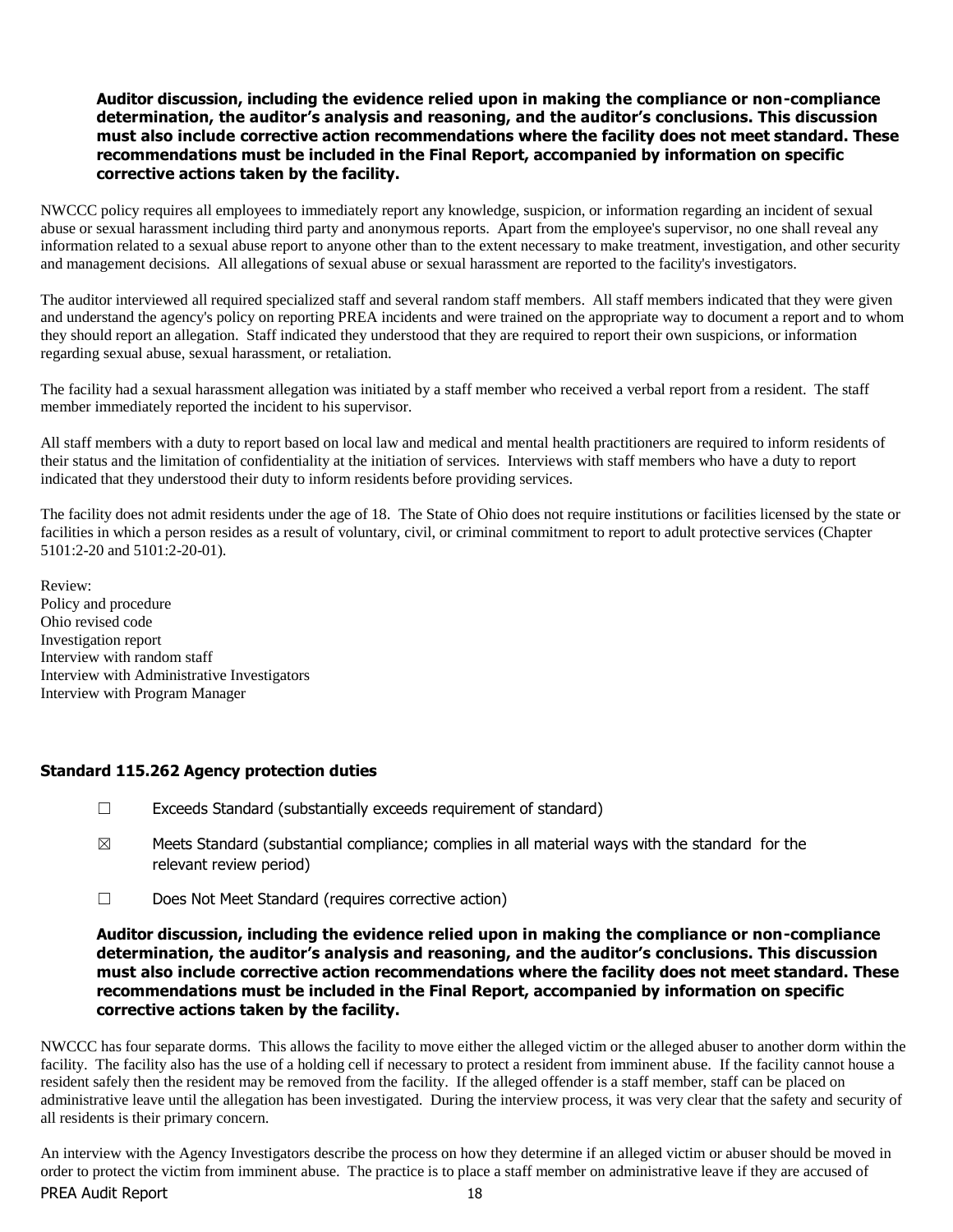**Auditor discussion, including the evidence relied upon in making the compliance or non-compliance determination, the auditor's analysis and reasoning, and the auditor's conclusions. This discussion must also include corrective action recommendations where the facility does not meet standard. These recommendations must be included in the Final Report, accompanied by information on specific corrective actions taken by the facility.**

NWCCC policy requires all employees to immediately report any knowledge, suspicion, or information regarding an incident of sexual abuse or sexual harassment including third party and anonymous reports. Apart from the employee's supervisor, no one shall reveal any information related to a sexual abuse report to anyone other than to the extent necessary to make treatment, investigation, and other security and management decisions. All allegations of sexual abuse or sexual harassment are reported to the facility's investigators.

The auditor interviewed all required specialized staff and several random staff members. All staff members indicated that they were given and understand the agency's policy on reporting PREA incidents and were trained on the appropriate way to document a report and to whom they should report an allegation. Staff indicated they understood that they are required to report their own suspicions, or information regarding sexual abuse, sexual harassment, or retaliation.

The facility had a sexual harassment allegation was initiated by a staff member who received a verbal report from a resident. The staff member immediately reported the incident to his supervisor.

All staff members with a duty to report based on local law and medical and mental health practitioners are required to inform residents of their status and the limitation of confidentiality at the initiation of services. Interviews with staff members who have a duty to report indicated that they understood their duty to inform residents before providing services.

The facility does not admit residents under the age of 18. The State of Ohio does not require institutions or facilities licensed by the state or facilities in which a person resides as a result of voluntary, civil, or criminal commitment to report to adult protective services (Chapter 5101:2-20 and 5101:2-20-01).

Review:
Policy and procedure
Ohio revised code
Investigation report
Interview with random staff
Interview with Administrative Investigators
Interview with Program Manager

### Standard 115.262 Agency protection duties

☐ Exceeds Standard (substantially exceeds requirement of standard)

☒ Meets Standard (substantial compliance; complies in all material ways with the standard for the relevant review period)

☐ Does Not Meet Standard (requires corrective action)

**Auditor discussion, including the evidence relied upon in making the compliance or non-compliance determination, the auditor's analysis and reasoning, and the auditor's conclusions. This discussion must also include corrective action recommendations where the facility does not meet standard. These recommendations must be included in the Final Report, accompanied by information on specific corrective actions taken by the facility.**

NWCCC has four separate dorms. This allows the facility to move either the alleged victim or the alleged abuser to another dorm within the facility. The facility also has the use of a holding cell if necessary to protect a resident from imminent abuse. If the facility cannot house a resident safely then the resident may be removed from the facility. If the alleged offender is a staff member, staff can be placed on administrative leave until the allegation has been investigated. During the interview process, it was very clear that the safety and security of all residents is their primary concern.

An interview with the Agency Investigators describe the process on how they determine if an alleged victim or abuser should be moved in order to protect the victim from imminent abuse. The practice is to place a staff member on administrative leave if they are accused of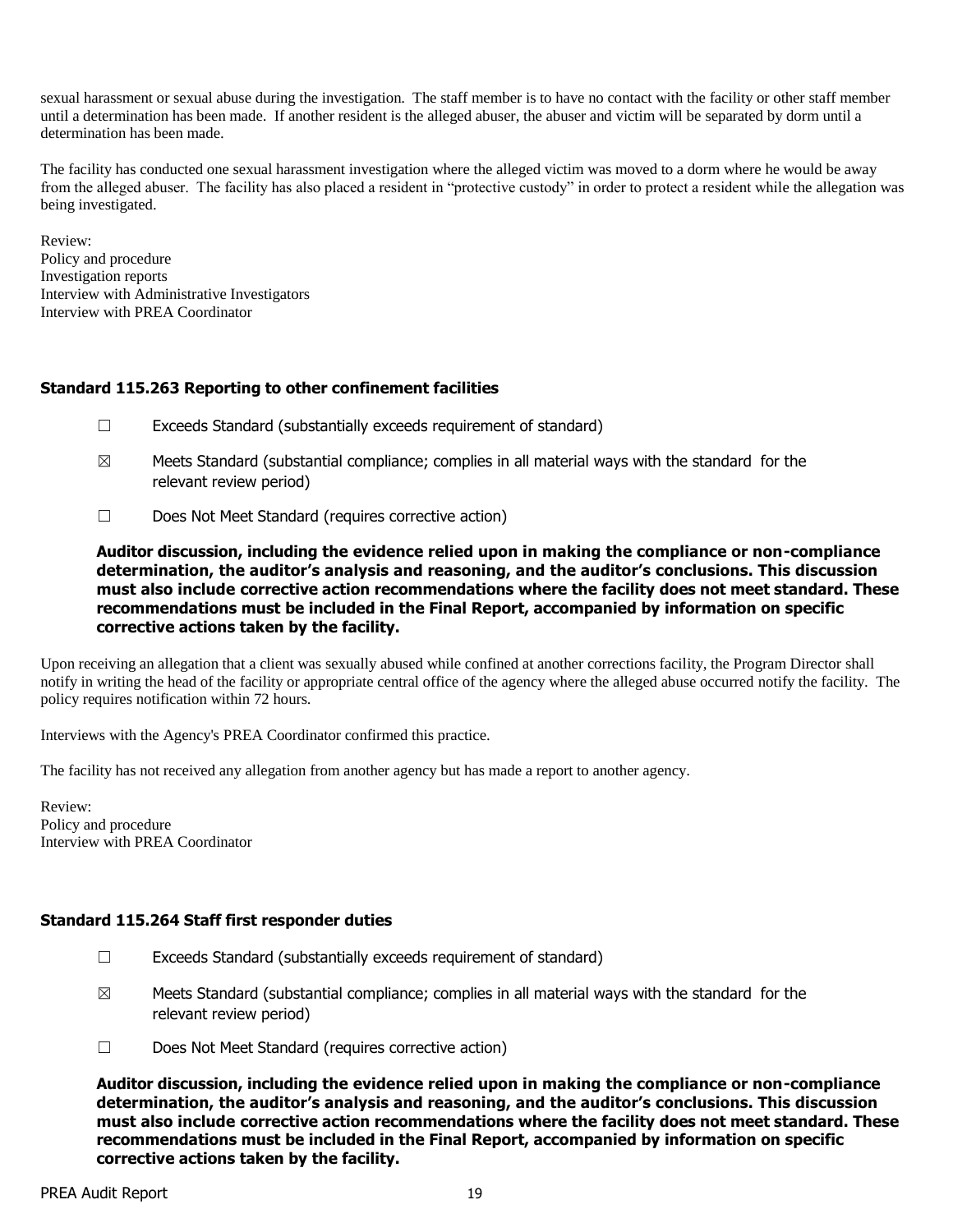sexual harassment or sexual abuse during the investigation. The staff member is to have no contact with the facility or other staff member until a determination has been made. If another resident is the alleged abuser, the abuser and victim will be separated by dorm until a determination has been made.

The facility has conducted one sexual harassment investigation where the alleged victim was moved to a dorm where he would be away from the alleged abuser. The facility has also placed a resident in "protective custody" in order to protect a resident while the allegation was being investigated.

Review:
Policy and procedure
Investigation reports
Interview with Administrative Investigators
Interview with PREA Coordinator

### Standard 115.263 Reporting to other confinement facilities

☐ Exceeds Standard (substantially exceeds requirement of standard)

☒ Meets Standard (substantial compliance; complies in all material ways with the standard for the relevant review period)

☐ Does Not Meet Standard (requires corrective action)

**Auditor discussion, including the evidence relied upon in making the compliance or non-compliance determination, the auditor's analysis and reasoning, and the auditor's conclusions. This discussion must also include corrective action recommendations where the facility does not meet standard. These recommendations must be included in the Final Report, accompanied by information on specific corrective actions taken by the facility.**

Upon receiving an allegation that a client was sexually abused while confined at another corrections facility, the Program Director shall notify in writing the head of the facility or appropriate central office of the agency where the alleged abuse occurred notify the facility. The policy requires notification within 72 hours.

Interviews with the Agency's PREA Coordinator confirmed this practice.

The facility has not received any allegation from another agency but has made a report to another agency.

Review:
Policy and procedure
Interview with PREA Coordinator

### Standard 115.264 Staff first responder duties

☐ Exceeds Standard (substantially exceeds requirement of standard)

☒ Meets Standard (substantial compliance; complies in all material ways with the standard for the relevant review period)

☐ Does Not Meet Standard (requires corrective action)

**Auditor discussion, including the evidence relied upon in making the compliance or non-compliance determination, the auditor's analysis and reasoning, and the auditor's conclusions. This discussion must also include corrective action recommendations where the facility does not meet standard. These recommendations must be included in the Final Report, accompanied by information on specific corrective actions taken by the facility.**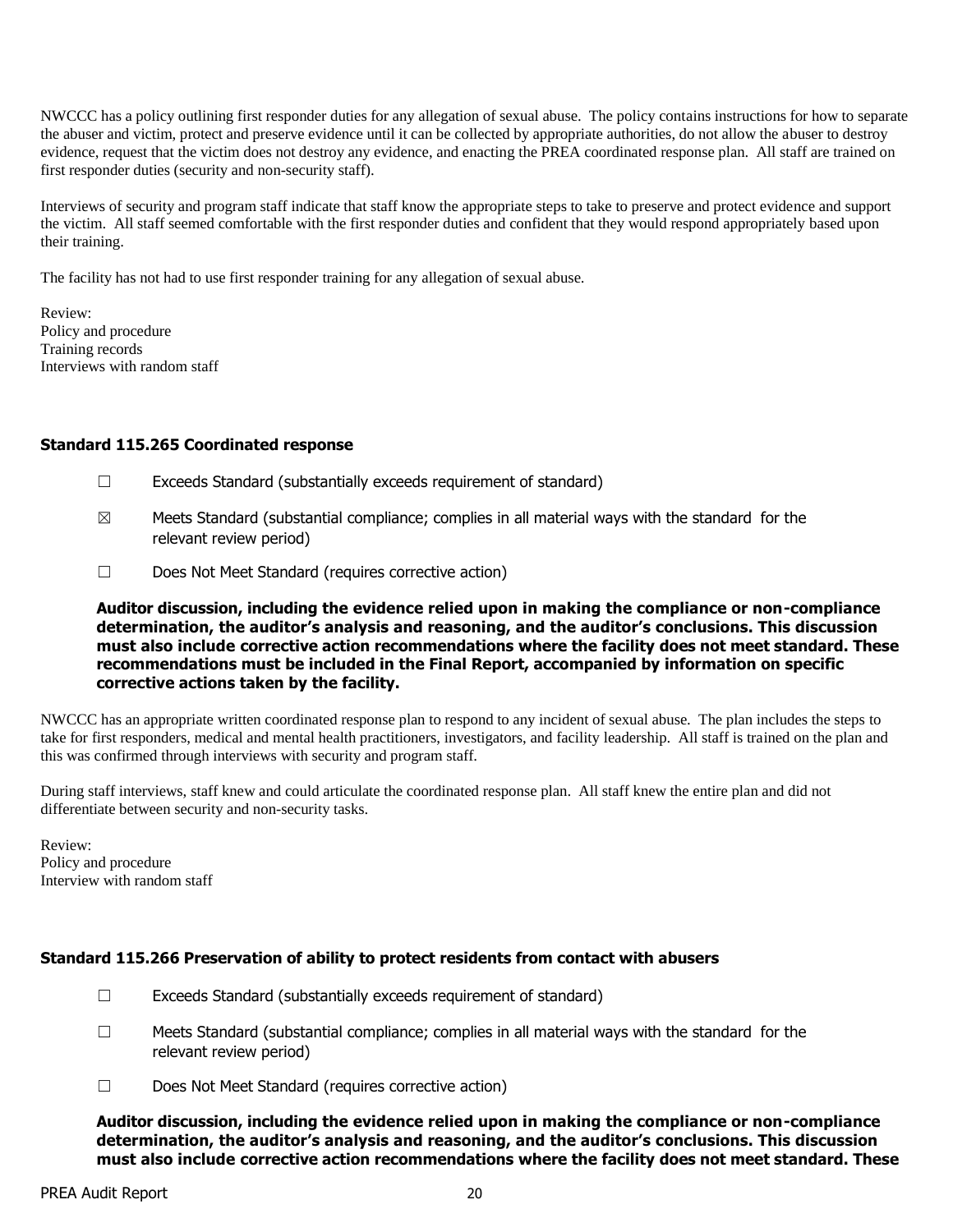NWCCC has a policy outlining first responder duties for any allegation of sexual abuse. The policy contains instructions for how to separate the abuser and victim, protect and preserve evidence until it can be collected by appropriate authorities, do not allow the abuser to destroy evidence, request that the victim does not destroy any evidence, and enacting the PREA coordinated response plan. All staff are trained on first responder duties (security and non-security staff).

Interviews of security and program staff indicate that staff know the appropriate steps to take to preserve and protect evidence and support the victim. All staff seemed comfortable with the first responder duties and confident that they would respond appropriately based upon their training.

The facility has not had to use first responder training for any allegation of sexual abuse.

Review:
Policy and procedure
Training records
Interviews with random staff

### Standard 115.265 Coordinated response

☐ Exceeds Standard (substantially exceeds requirement of standard)

☒ Meets Standard (substantial compliance; complies in all material ways with the standard for the relevant review period)

☐ Does Not Meet Standard (requires corrective action)

**Auditor discussion, including the evidence relied upon in making the compliance or non-compliance determination, the auditor's analysis and reasoning, and the auditor's conclusions. This discussion must also include corrective action recommendations where the facility does not meet standard. These recommendations must be included in the Final Report, accompanied by information on specific corrective actions taken by the facility.**

NWCCC has an appropriate written coordinated response plan to respond to any incident of sexual abuse. The plan includes the steps to take for first responders, medical and mental health practitioners, investigators, and facility leadership. All staff is trained on the plan and this was confirmed through interviews with security and program staff.

During staff interviews, staff knew and could articulate the coordinated response plan. All staff knew the entire plan and did not differentiate between security and non-security tasks.

Review:
Policy and procedure
Interview with random staff

### Standard 115.266 Preservation of ability to protect residents from contact with abusers

☐ Exceeds Standard (substantially exceeds requirement of standard)

☐ Meets Standard (substantial compliance; complies in all material ways with the standard for the relevant review period)

☐ Does Not Meet Standard (requires corrective action)

**Auditor discussion, including the evidence relied upon in making the compliance or non-compliance determination, the auditor's analysis and reasoning, and the auditor's conclusions. This discussion must also include corrective action recommendations where the facility does not meet standard. These**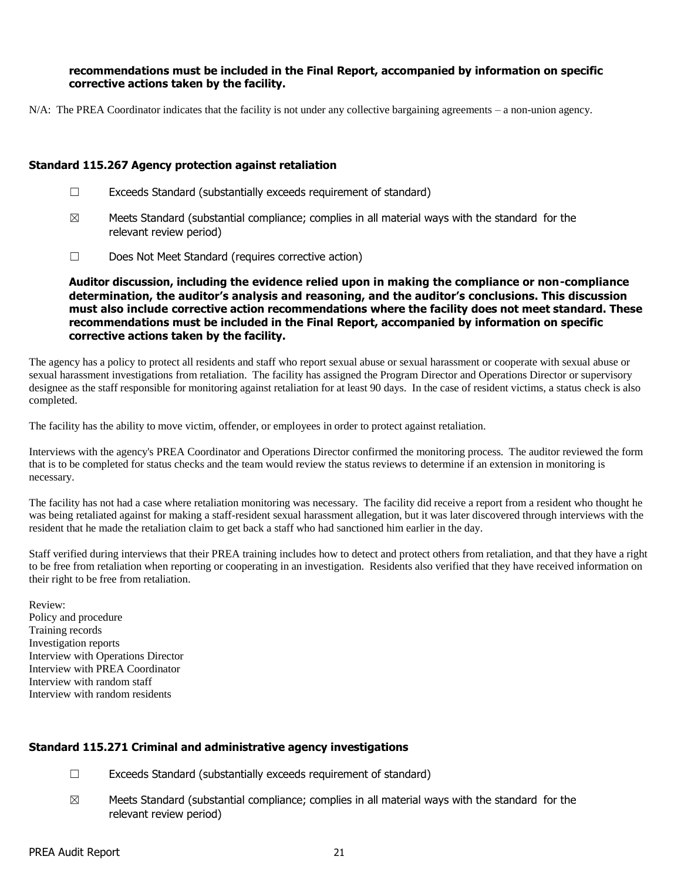**recommendations must be included in the Final Report, accompanied by information on specific corrective actions taken by the facility.**

N/A: The PREA Coordinator indicates that the facility is not under any collective bargaining agreements – a non-union agency.

### Standard 115.267 Agency protection against retaliation

☐ Exceeds Standard (substantially exceeds requirement of standard)

☒ Meets Standard (substantial compliance; complies in all material ways with the standard for the relevant review period)

☐ Does Not Meet Standard (requires corrective action)

**Auditor discussion, including the evidence relied upon in making the compliance or non-compliance determination, the auditor's analysis and reasoning, and the auditor's conclusions. This discussion must also include corrective action recommendations where the facility does not meet standard. These recommendations must be included in the Final Report, accompanied by information on specific corrective actions taken by the facility.**

The agency has a policy to protect all residents and staff who report sexual abuse or sexual harassment or cooperate with sexual abuse or sexual harassment investigations from retaliation. The facility has assigned the Program Director and Operations Director or supervisory designee as the staff responsible for monitoring against retaliation for at least 90 days. In the case of resident victims, a status check is also completed.

The facility has the ability to move victim, offender, or employees in order to protect against retaliation.

Interviews with the agency's PREA Coordinator and Operations Director confirmed the monitoring process. The auditor reviewed the form that is to be completed for status checks and the team would review the status reviews to determine if an extension in monitoring is necessary.

The facility has not had a case where retaliation monitoring was necessary. The facility did receive a report from a resident who thought he was being retaliated against for making a staff-resident sexual harassment allegation, but it was later discovered through interviews with the resident that he made the retaliation claim to get back a staff who had sanctioned him earlier in the day.

Staff verified during interviews that their PREA training includes how to detect and protect others from retaliation, and that they have a right to be free from retaliation when reporting or cooperating in an investigation. Residents also verified that they have received information on their right to be free from retaliation.

Review:
Policy and procedure
Training records
Investigation reports
Interview with Operations Director
Interview with PREA Coordinator
Interview with random staff
Interview with random residents

### Standard 115.271 Criminal and administrative agency investigations

☐ Exceeds Standard (substantially exceeds requirement of standard)

☒ Meets Standard (substantial compliance; complies in all material ways with the standard for the relevant review period)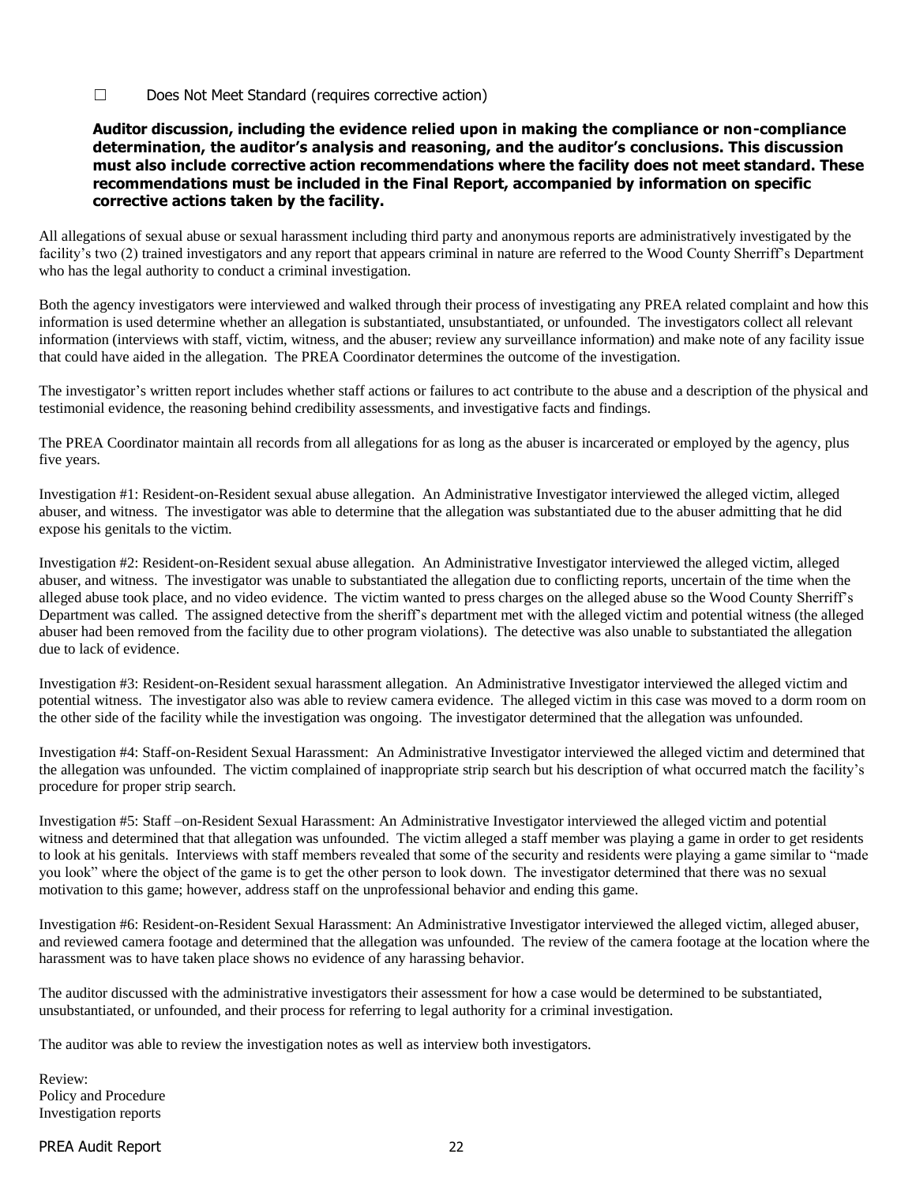☐ Does Not Meet Standard (requires corrective action)

**Auditor discussion, including the evidence relied upon in making the compliance or non-compliance determination, the auditor's analysis and reasoning, and the auditor's conclusions. This discussion must also include corrective action recommendations where the facility does not meet standard. These recommendations must be included in the Final Report, accompanied by information on specific corrective actions taken by the facility.**

All allegations of sexual abuse or sexual harassment including third party and anonymous reports are administratively investigated by the facility's two (2) trained investigators and any report that appears criminal in nature are referred to the Wood County Sherriff's Department who has the legal authority to conduct a criminal investigation.

Both the agency investigators were interviewed and walked through their process of investigating any PREA related complaint and how this information is used determine whether an allegation is substantiated, unsubstantiated, or unfounded. The investigators collect all relevant information (interviews with staff, victim, witness, and the abuser; review any surveillance information) and make note of any facility issue that could have aided in the allegation. The PREA Coordinator determines the outcome of the investigation.

The investigator's written report includes whether staff actions or failures to act contribute to the abuse and a description of the physical and testimonial evidence, the reasoning behind credibility assessments, and investigative facts and findings.

The PREA Coordinator maintain all records from all allegations for as long as the abuser is incarcerated or employed by the agency, plus five years.

Investigation #1: Resident-on-Resident sexual abuse allegation. An Administrative Investigator interviewed the alleged victim, alleged abuser, and witness. The investigator was able to determine that the allegation was substantiated due to the abuser admitting that he did expose his genitals to the victim.

Investigation #2: Resident-on-Resident sexual abuse allegation. An Administrative Investigator interviewed the alleged victim, alleged abuser, and witness. The investigator was unable to substantiated the allegation due to conflicting reports, uncertain of the time when the alleged abuse took place, and no video evidence. The victim wanted to press charges on the alleged abuse so the Wood County Sherriff's Department was called. The assigned detective from the sheriff's department met with the alleged victim and potential witness (the alleged abuser had been removed from the facility due to other program violations). The detective was also unable to substantiated the allegation due to lack of evidence.

Investigation #3: Resident-on-Resident sexual harassment allegation. An Administrative Investigator interviewed the alleged victim and potential witness. The investigator also was able to review camera evidence. The alleged victim in this case was moved to a dorm room on the other side of the facility while the investigation was ongoing. The investigator determined that the allegation was unfounded.

Investigation #4: Staff-on-Resident Sexual Harassment: An Administrative Investigator interviewed the alleged victim and determined that the allegation was unfounded. The victim complained of inappropriate strip search but his description of what occurred match the facility's procedure for proper strip search.

Investigation #5: Staff –on-Resident Sexual Harassment: An Administrative Investigator interviewed the alleged victim and potential witness and determined that that allegation was unfounded. The victim alleged a staff member was playing a game in order to get residents to look at his genitals. Interviews with staff members revealed that some of the security and residents were playing a game similar to "made you look" where the object of the game is to get the other person to look down. The investigator determined that there was no sexual motivation to this game; however, address staff on the unprofessional behavior and ending this game.

Investigation #6: Resident-on-Resident Sexual Harassment: An Administrative Investigator interviewed the alleged victim, alleged abuser, and reviewed camera footage and determined that the allegation was unfounded. The review of the camera footage at the location where the harassment was to have taken place shows no evidence of any harassing behavior.

The auditor discussed with the administrative investigators their assessment for how a case would be determined to be substantiated, unsubstantiated, or unfounded, and their process for referring to legal authority for a criminal investigation.

The auditor was able to review the investigation notes as well as interview both investigators.

Review:
Policy and Procedure
Investigation reports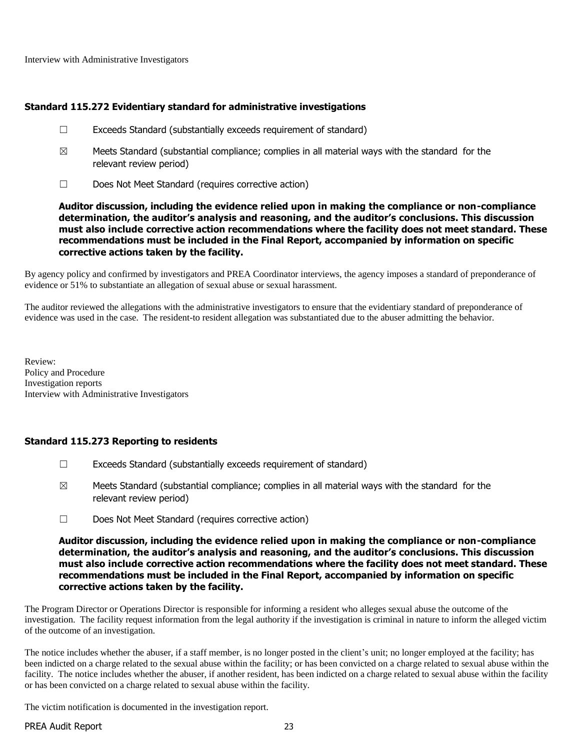Interview with Administrative Investigators

### Standard 115.272 Evidentiary standard for administrative investigations

☐ Exceeds Standard (substantially exceeds requirement of standard)

☒ Meets Standard (substantial compliance; complies in all material ways with the standard for the relevant review period)

☐ Does Not Meet Standard (requires corrective action)

**Auditor discussion, including the evidence relied upon in making the compliance or non-compliance determination, the auditor's analysis and reasoning, and the auditor's conclusions. This discussion must also include corrective action recommendations where the facility does not meet standard. These recommendations must be included in the Final Report, accompanied by information on specific corrective actions taken by the facility.**

By agency policy and confirmed by investigators and PREA Coordinator interviews, the agency imposes a standard of preponderance of evidence or 51% to substantiate an allegation of sexual abuse or sexual harassment.

The auditor reviewed the allegations with the administrative investigators to ensure that the evidentiary standard of preponderance of evidence was used in the case. The resident-to resident allegation was substantiated due to the abuser admitting the behavior.

Review:
Policy and Procedure
Investigation reports
Interview with Administrative Investigators

### Standard 115.273 Reporting to residents

☐ Exceeds Standard (substantially exceeds requirement of standard)

☒ Meets Standard (substantial compliance; complies in all material ways with the standard for the relevant review period)

☐ Does Not Meet Standard (requires corrective action)

**Auditor discussion, including the evidence relied upon in making the compliance or non-compliance determination, the auditor's analysis and reasoning, and the auditor's conclusions. This discussion must also include corrective action recommendations where the facility does not meet standard. These recommendations must be included in the Final Report, accompanied by information on specific corrective actions taken by the facility.**

The Program Director or Operations Director is responsible for informing a resident who alleges sexual abuse the outcome of the investigation. The facility request information from the legal authority if the investigation is criminal in nature to inform the alleged victim of the outcome of an investigation.

The notice includes whether the abuser, if a staff member, is no longer posted in the client's unit; no longer employed at the facility; has been indicted on a charge related to the sexual abuse within the facility; or has been convicted on a charge related to sexual abuse within the facility. The notice includes whether the abuser, if another resident, has been indicted on a charge related to sexual abuse within the facility or has been convicted on a charge related to sexual abuse within the facility.

The victim notification is documented in the investigation report.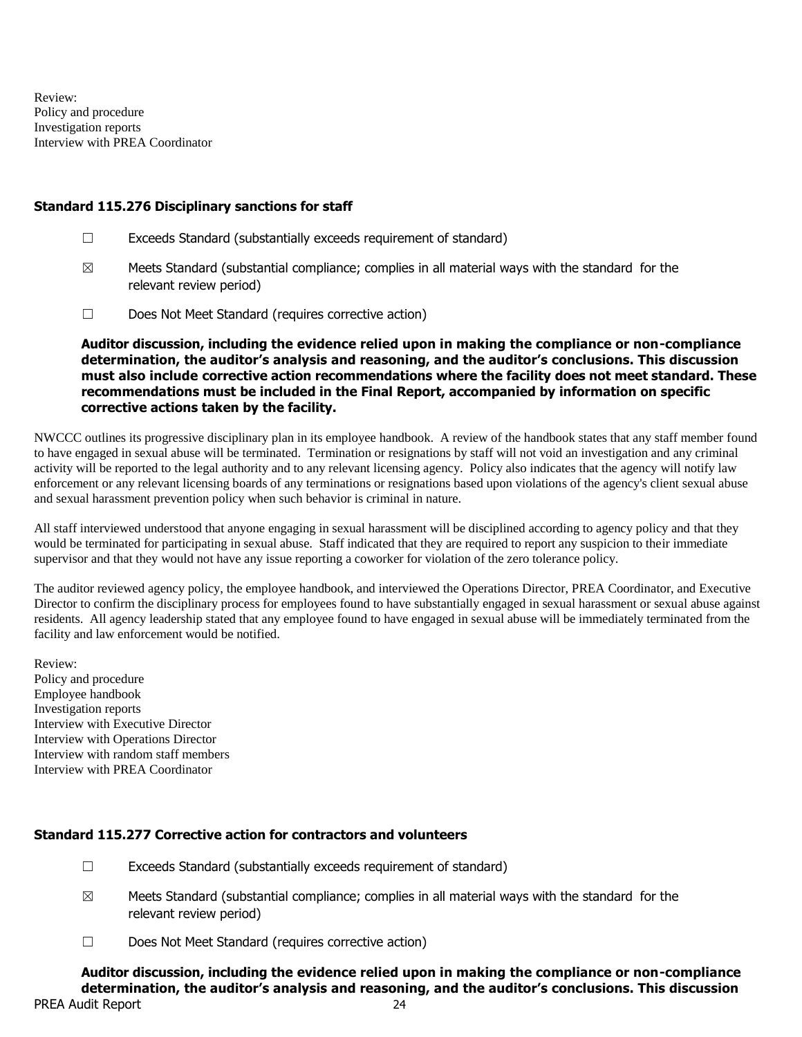Review:
Policy and procedure
Investigation reports
Interview with PREA Coordinator

### Standard 115.276 Disciplinary sanctions for staff

☐ Exceeds Standard (substantially exceeds requirement of standard)

☒ Meets Standard (substantial compliance; complies in all material ways with the standard for the relevant review period)

☐ Does Not Meet Standard (requires corrective action)

**Auditor discussion, including the evidence relied upon in making the compliance or non-compliance determination, the auditor's analysis and reasoning, and the auditor's conclusions. This discussion must also include corrective action recommendations where the facility does not meet standard. These recommendations must be included in the Final Report, accompanied by information on specific corrective actions taken by the facility.**

NWCCC outlines its progressive disciplinary plan in its employee handbook. A review of the handbook states that any staff member found to have engaged in sexual abuse will be terminated. Termination or resignations by staff will not void an investigation and any criminal activity will be reported to the legal authority and to any relevant licensing agency. Policy also indicates that the agency will notify law enforcement or any relevant licensing boards of any terminations or resignations based upon violations of the agency's client sexual abuse and sexual harassment prevention policy when such behavior is criminal in nature.

All staff interviewed understood that anyone engaging in sexual harassment will be disciplined according to agency policy and that they would be terminated for participating in sexual abuse. Staff indicated that they are required to report any suspicion to their immediate supervisor and that they would not have any issue reporting a coworker for violation of the zero tolerance policy.

The auditor reviewed agency policy, the employee handbook, and interviewed the Operations Director, PREA Coordinator, and Executive Director to confirm the disciplinary process for employees found to have substantially engaged in sexual harassment or sexual abuse against residents. All agency leadership stated that any employee found to have engaged in sexual abuse will be immediately terminated from the facility and law enforcement would be notified.

Review:
Policy and procedure
Employee handbook
Investigation reports
Interview with Executive Director
Interview with Operations Director
Interview with random staff members
Interview with PREA Coordinator

### Standard 115.277 Corrective action for contractors and volunteers

☐ Exceeds Standard (substantially exceeds requirement of standard)

☒ Meets Standard (substantial compliance; complies in all material ways with the standard for the relevant review period)

☐ Does Not Meet Standard (requires corrective action)

**Auditor discussion, including the evidence relied upon in making the compliance or non-compliance determination, the auditor's analysis and reasoning, and the auditor's conclusions. This discussion**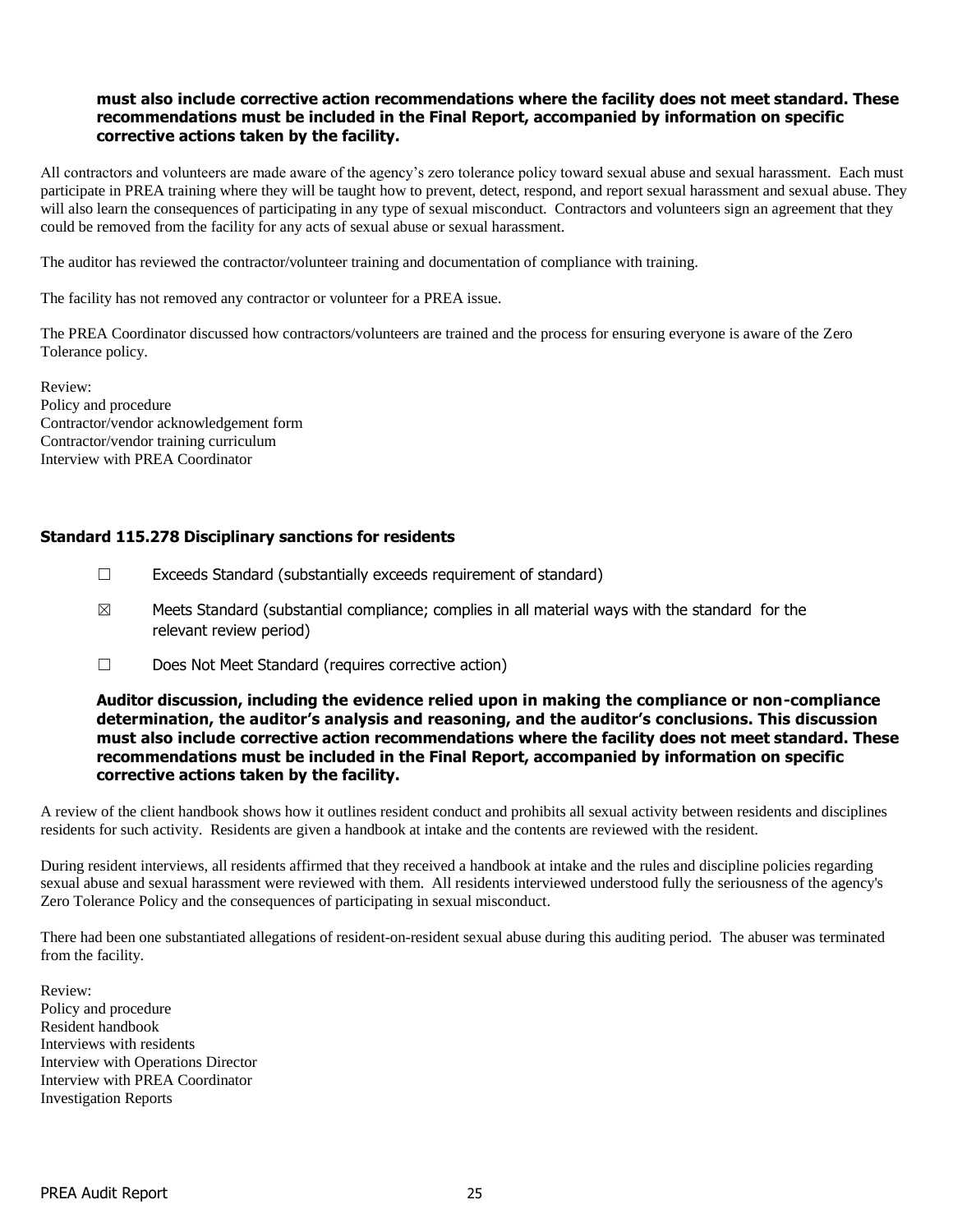**must also include corrective action recommendations where the facility does not meet standard. These recommendations must be included in the Final Report, accompanied by information on specific corrective actions taken by the facility.**

All contractors and volunteers are made aware of the agency's zero tolerance policy toward sexual abuse and sexual harassment. Each must participate in PREA training where they will be taught how to prevent, detect, respond, and report sexual harassment and sexual abuse. They will also learn the consequences of participating in any type of sexual misconduct. Contractors and volunteers sign an agreement that they could be removed from the facility for any acts of sexual abuse or sexual harassment.

The auditor has reviewed the contractor/volunteer training and documentation of compliance with training.

The facility has not removed any contractor or volunteer for a PREA issue.

The PREA Coordinator discussed how contractors/volunteers are trained and the process for ensuring everyone is aware of the Zero Tolerance policy.

Review:
Policy and procedure
Contractor/vendor acknowledgement form
Contractor/vendor training curriculum
Interview with PREA Coordinator

### Standard 115.278 Disciplinary sanctions for residents

☐ Exceeds Standard (substantially exceeds requirement of standard)

☒ Meets Standard (substantial compliance; complies in all material ways with the standard for the relevant review period)

☐ Does Not Meet Standard (requires corrective action)

**Auditor discussion, including the evidence relied upon in making the compliance or non-compliance determination, the auditor's analysis and reasoning, and the auditor's conclusions. This discussion must also include corrective action recommendations where the facility does not meet standard. These recommendations must be included in the Final Report, accompanied by information on specific corrective actions taken by the facility.**

A review of the client handbook shows how it outlines resident conduct and prohibits all sexual activity between residents and disciplines residents for such activity. Residents are given a handbook at intake and the contents are reviewed with the resident.

During resident interviews, all residents affirmed that they received a handbook at intake and the rules and discipline policies regarding sexual abuse and sexual harassment were reviewed with them. All residents interviewed understood fully the seriousness of the agency's Zero Tolerance Policy and the consequences of participating in sexual misconduct.

There had been one substantiated allegations of resident-on-resident sexual abuse during this auditing period. The abuser was terminated from the facility.

Review:
Policy and procedure
Resident handbook
Interviews with residents
Interview with Operations Director
Interview with PREA Coordinator
Investigation Reports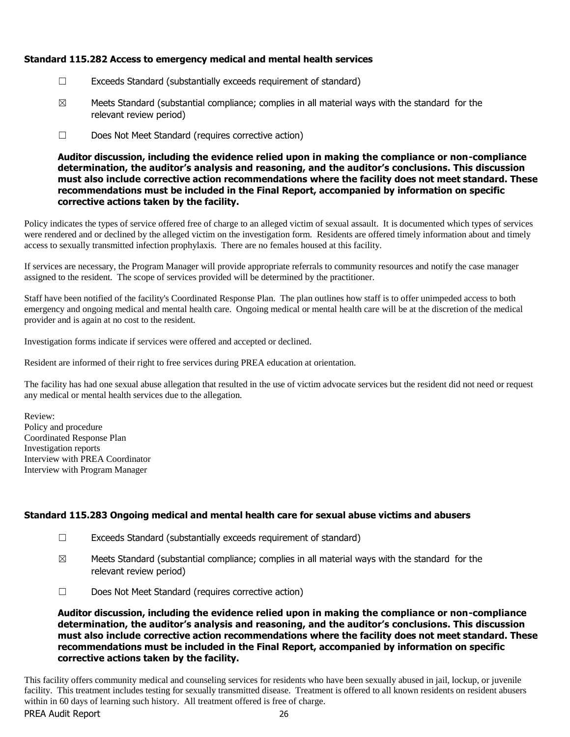### Standard 115.282 Access to emergency medical and mental health services

☐ Exceeds Standard (substantially exceeds requirement of standard)

☒ Meets Standard (substantial compliance; complies in all material ways with the standard for the relevant review period)

☐ Does Not Meet Standard (requires corrective action)

**Auditor discussion, including the evidence relied upon in making the compliance or non-compliance determination, the auditor's analysis and reasoning, and the auditor's conclusions. This discussion must also include corrective action recommendations where the facility does not meet standard. These recommendations must be included in the Final Report, accompanied by information on specific corrective actions taken by the facility.**

Policy indicates the types of service offered free of charge to an alleged victim of sexual assault. It is documented which types of services were rendered and or declined by the alleged victim on the investigation form. Residents are offered timely information about and timely access to sexually transmitted infection prophylaxis. There are no females housed at this facility.

If services are necessary, the Program Manager will provide appropriate referrals to community resources and notify the case manager assigned to the resident. The scope of services provided will be determined by the practitioner.

Staff have been notified of the facility's Coordinated Response Plan. The plan outlines how staff is to offer unimpeded access to both emergency and ongoing medical and mental health care. Ongoing medical or mental health care will be at the discretion of the medical provider and is again at no cost to the resident.

Investigation forms indicate if services were offered and accepted or declined.

Resident are informed of their right to free services during PREA education at orientation.

The facility has had one sexual abuse allegation that resulted in the use of victim advocate services but the resident did not need or request any medical or mental health services due to the allegation.

Review:
Policy and procedure
Coordinated Response Plan
Investigation reports
Interview with PREA Coordinator
Interview with Program Manager

### Standard 115.283 Ongoing medical and mental health care for sexual abuse victims and abusers

☐ Exceeds Standard (substantially exceeds requirement of standard)

☒ Meets Standard (substantial compliance; complies in all material ways with the standard for the relevant review period)

☐ Does Not Meet Standard (requires corrective action)

**Auditor discussion, including the evidence relied upon in making the compliance or non-compliance determination, the auditor's analysis and reasoning, and the auditor's conclusions. This discussion must also include corrective action recommendations where the facility does not meet standard. These recommendations must be included in the Final Report, accompanied by information on specific corrective actions taken by the facility.**

This facility offers community medical and counseling services for residents who have been sexually abused in jail, lockup, or juvenile facility. This treatment includes testing for sexually transmitted disease. Treatment is offered to all known residents on resident abusers within in 60 days of learning such history. All treatment offered is free of charge.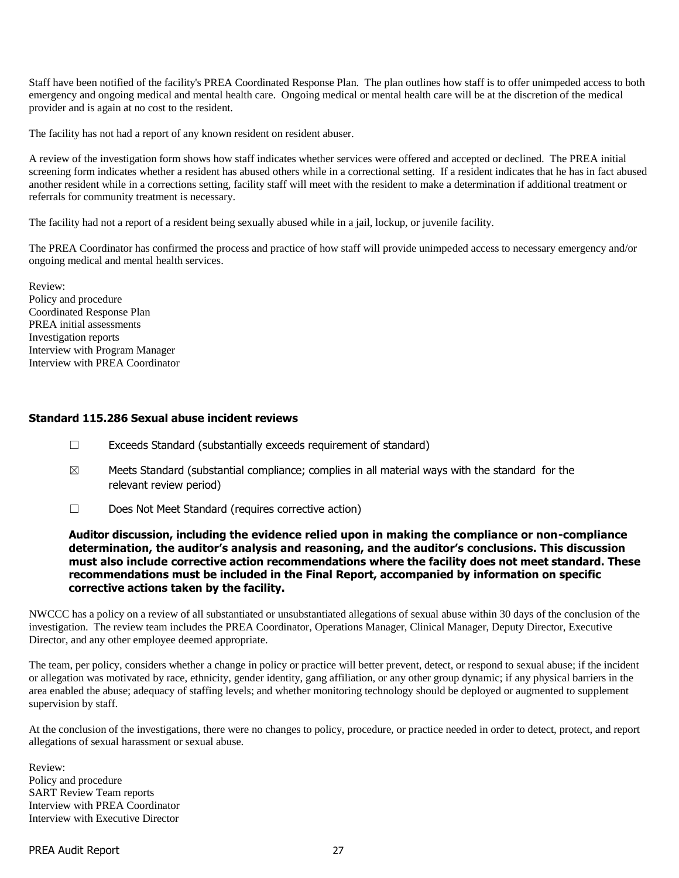Staff have been notified of the facility's PREA Coordinated Response Plan. The plan outlines how staff is to offer unimpeded access to both emergency and ongoing medical and mental health care. Ongoing medical or mental health care will be at the discretion of the medical provider and is again at no cost to the resident.

The facility has not had a report of any known resident on resident abuser.

A review of the investigation form shows how staff indicates whether services were offered and accepted or declined. The PREA initial screening form indicates whether a resident has abused others while in a correctional setting. If a resident indicates that he has in fact abused another resident while in a corrections setting, facility staff will meet with the resident to make a determination if additional treatment or referrals for community treatment is necessary.

The facility had not a report of a resident being sexually abused while in a jail, lockup, or juvenile facility.

The PREA Coordinator has confirmed the process and practice of how staff will provide unimpeded access to necessary emergency and/or ongoing medical and mental health services.

Review:
Policy and procedure
Coordinated Response Plan
PREA initial assessments
Investigation reports
Interview with Program Manager
Interview with PREA Coordinator

### Standard 115.286 Sexual abuse incident reviews

☐ Exceeds Standard (substantially exceeds requirement of standard)

☒ Meets Standard (substantial compliance; complies in all material ways with the standard for the relevant review period)

☐ Does Not Meet Standard (requires corrective action)

**Auditor discussion, including the evidence relied upon in making the compliance or non-compliance determination, the auditor's analysis and reasoning, and the auditor's conclusions. This discussion must also include corrective action recommendations where the facility does not meet standard. These recommendations must be included in the Final Report, accompanied by information on specific corrective actions taken by the facility.**

NWCCC has a policy on a review of all substantiated or unsubstantiated allegations of sexual abuse within 30 days of the conclusion of the investigation. The review team includes the PREA Coordinator, Operations Manager, Clinical Manager, Deputy Director, Executive Director, and any other employee deemed appropriate.

The team, per policy, considers whether a change in policy or practice will better prevent, detect, or respond to sexual abuse; if the incident or allegation was motivated by race, ethnicity, gender identity, gang affiliation, or any other group dynamic; if any physical barriers in the area enabled the abuse; adequacy of staffing levels; and whether monitoring technology should be deployed or augmented to supplement supervision by staff.

At the conclusion of the investigations, there were no changes to policy, procedure, or practice needed in order to detect, protect, and report allegations of sexual harassment or sexual abuse.

Review:
Policy and procedure
SART Review Team reports
Interview with PREA Coordinator
Interview with Executive Director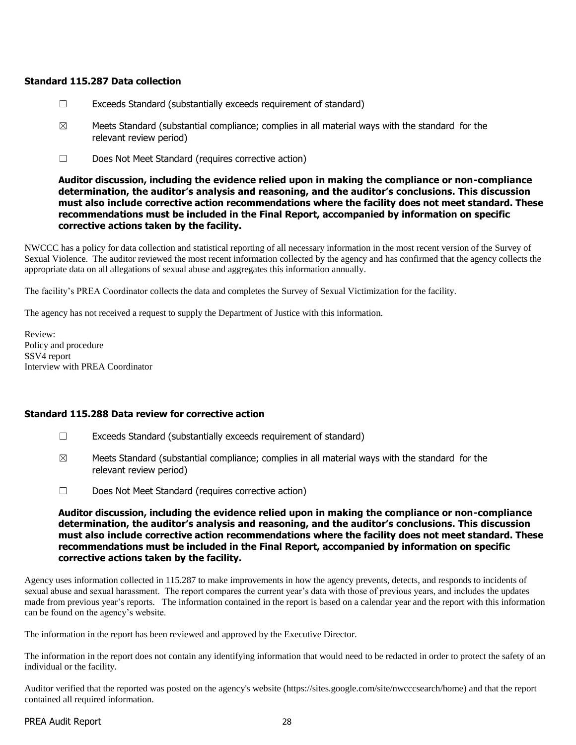### Standard 115.287 Data collection

☐ Exceeds Standard (substantially exceeds requirement of standard)

☒ Meets Standard (substantial compliance; complies in all material ways with the standard for the relevant review period)

☐ Does Not Meet Standard (requires corrective action)

**Auditor discussion, including the evidence relied upon in making the compliance or non-compliance determination, the auditor's analysis and reasoning, and the auditor's conclusions. This discussion must also include corrective action recommendations where the facility does not meet standard. These recommendations must be included in the Final Report, accompanied by information on specific corrective actions taken by the facility.**

NWCCC has a policy for data collection and statistical reporting of all necessary information in the most recent version of the Survey of Sexual Violence. The auditor reviewed the most recent information collected by the agency and has confirmed that the agency collects the appropriate data on all allegations of sexual abuse and aggregates this information annually.

The facility's PREA Coordinator collects the data and completes the Survey of Sexual Victimization for the facility.

The agency has not received a request to supply the Department of Justice with this information.

Review:
Policy and procedure
SSV4 report
Interview with PREA Coordinator

### Standard 115.288 Data review for corrective action

☐ Exceeds Standard (substantially exceeds requirement of standard)

☒ Meets Standard (substantial compliance; complies in all material ways with the standard for the relevant review period)

☐ Does Not Meet Standard (requires corrective action)

**Auditor discussion, including the evidence relied upon in making the compliance or non-compliance determination, the auditor's analysis and reasoning, and the auditor's conclusions. This discussion must also include corrective action recommendations where the facility does not meet standard. These recommendations must be included in the Final Report, accompanied by information on specific corrective actions taken by the facility.**

Agency uses information collected in 115.287 to make improvements in how the agency prevents, detects, and responds to incidents of sexual abuse and sexual harassment. The report compares the current year's data with those of previous years, and includes the updates made from previous year's reports. The information contained in the report is based on a calendar year and the report with this information can be found on the agency's website.

The information in the report has been reviewed and approved by the Executive Director.

The information in the report does not contain any identifying information that would need to be redacted in order to protect the safety of an individual or the facility.

Auditor verified that the reported was posted on the agency's website (https://sites.google.com/site/nwcccsearch/home) and that the report contained all required information.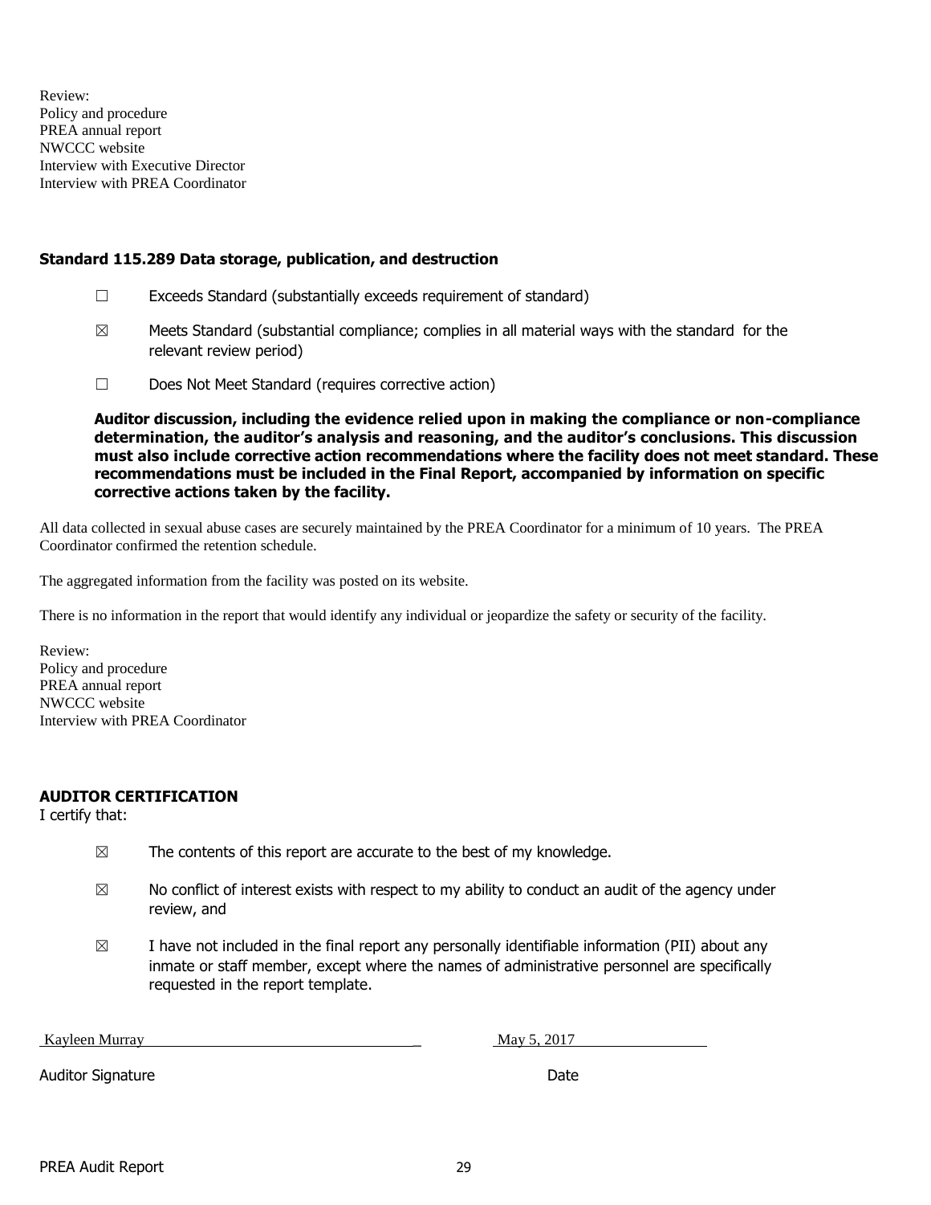Review:
Policy and procedure
PREA annual report
NWCCC website
Interview with Executive Director
Interview with PREA Coordinator

### Standard 115.289 Data storage, publication, and destruction

☐ Exceeds Standard (substantially exceeds requirement of standard)

☒ Meets Standard (substantial compliance; complies in all material ways with the standard for the relevant review period)

☐ Does Not Meet Standard (requires corrective action)

**Auditor discussion, including the evidence relied upon in making the compliance or non-compliance determination, the auditor's analysis and reasoning, and the auditor's conclusions. This discussion must also include corrective action recommendations where the facility does not meet standard. These recommendations must be included in the Final Report, accompanied by information on specific corrective actions taken by the facility.**

All data collected in sexual abuse cases are securely maintained by the PREA Coordinator for a minimum of 10 years. The PREA Coordinator confirmed the retention schedule.

The aggregated information from the facility was posted on its website.

There is no information in the report that would identify any individual or jeopardize the safety or security of the facility.

Review:
Policy and procedure
PREA annual report
NWCCC website
Interview with PREA Coordinator

### AUDITOR CERTIFICATION

I certify that:

☒ The contents of this report are accurate to the best of my knowledge.

☒ No conflict of interest exists with respect to my ability to conduct an audit of the agency under review, and

☒ I have not included in the final report any personally identifiable information (PII) about any inmate or staff member, except where the names of administrative personnel are specifically requested in the report template.

Kayleen Murray &nbsp;&nbsp;&nbsp;&nbsp;&nbsp;&nbsp;&nbsp;&nbsp; May 5, 2017

Auditor Signature &nbsp;&nbsp;&nbsp;&nbsp;&nbsp;&nbsp;&nbsp;&nbsp; Date